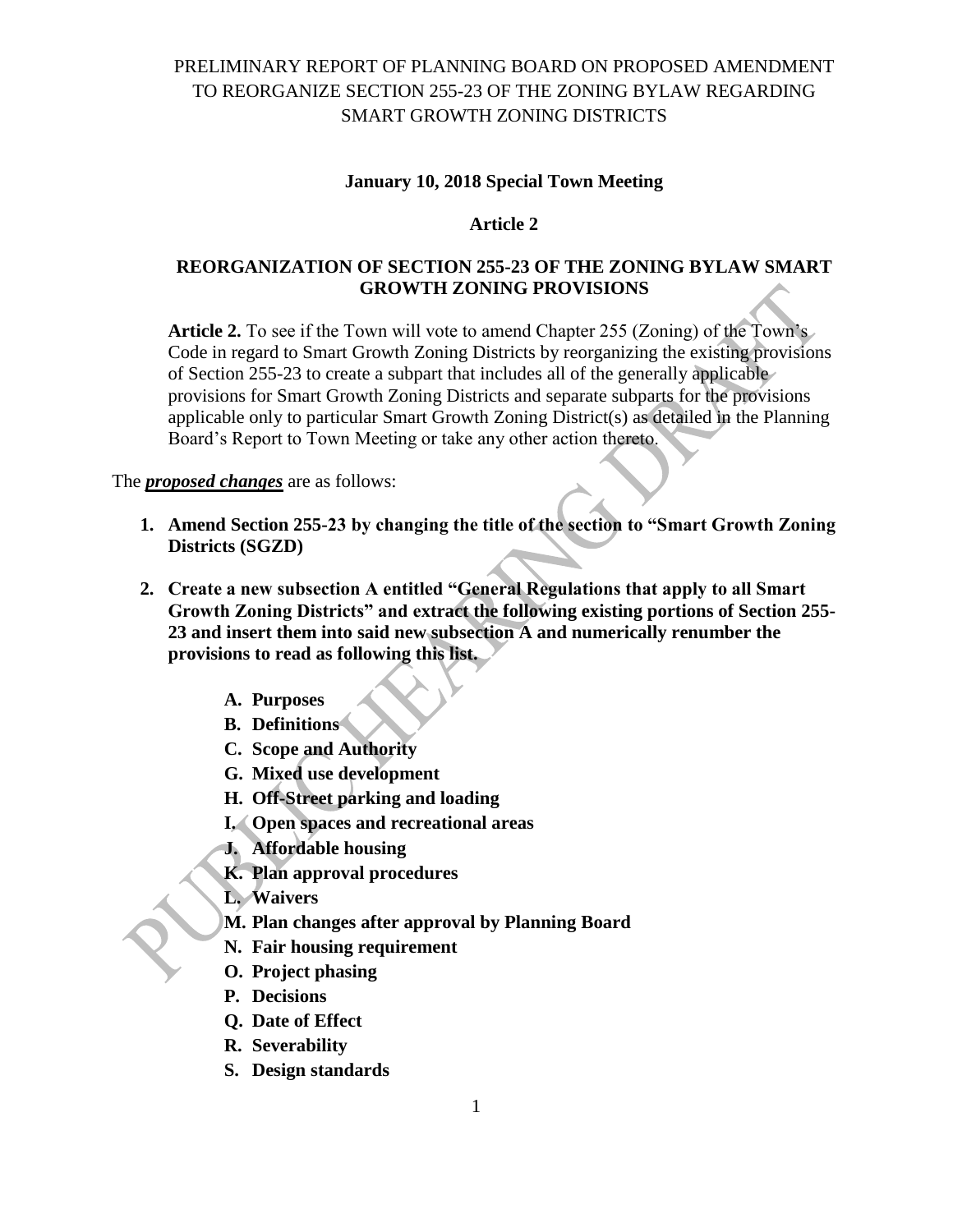# PRELIMINARY REPORT OF PLANNING BOARD ON PROPOSED AMENDMENT TO REORGANIZE SECTION 255-23 OF THE ZONING BYLAW REGARDING SMART GROWTH ZONING DISTRICTS

**January 10, 2018 Special Town Meeting**

**Article 2**

## REORGANIZATION OF SECTION 255-23 OF THE ZONING BYLAW SMART GROWTH ZONING PROVISIONS

**Article 2.** To see if the Town will vote to amend Chapter 255 (Zoning) of the Town's Code in regard to Smart Growth Zoning Districts by reorganizing the existing provisions of Section 255-23 to create a subpart that includes all of the generally applicable provisions for Smart Growth Zoning Districts and separate subparts for the provisions applicable only to particular Smart Growth Zoning District(s) as detailed in the Planning Board's Report to Town Meeting or take any other action thereto.

The ***proposed changes*** are as follows:

1. **Amend Section 255-23 by changing the title of the section to "Smart Growth Zoning Districts (SGZD)**

2. **Create a new subsection A entitled "General Regulations that apply to all Smart Growth Zoning Districts" and extract the following existing portions of Section 255-23 and insert them into said new subsection A and numerically renumber the provisions to read as following this list.**

   - **A. Purposes**
   - **B. Definitions**
   - **C. Scope and Authority**
   - **G. Mixed use development**
   - **H. Off-Street parking and loading**
   - **I. Open spaces and recreational areas**
   - **J. Affordable housing**
   - **K. Plan approval procedures**
   - **L. Waivers**
   - **M. Plan changes after approval by Planning Board**
   - **N. Fair housing requirement**
   - **O. Project phasing**
   - **P. Decisions**
   - **Q. Date of Effect**
   - **R. Severability**
   - **S. Design standards**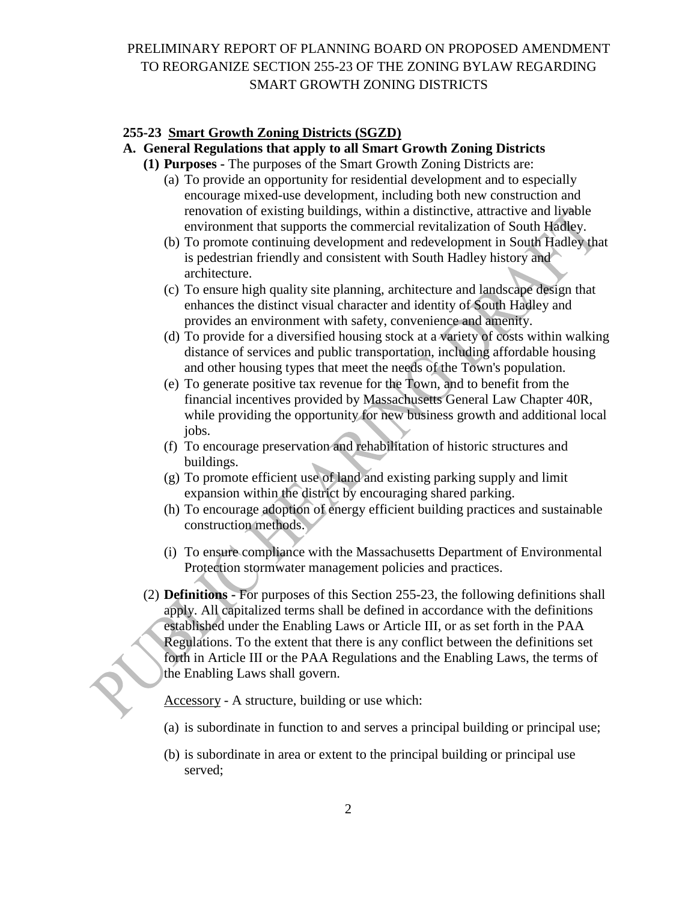PRELIMINARY REPORT OF PLANNING BOARD ON PROPOSED AMENDMENT TO REORGANIZE SECTION 255-23 OF THE ZONING BYLAW REGARDING SMART GROWTH ZONING DISTRICTS

**255-23 Smart Growth Zoning Districts (SGZD)**

**A. General Regulations that apply to all Smart Growth Zoning Districts**

**(1) Purposes -** The purposes of the Smart Growth Zoning Districts are:

(a) To provide an opportunity for residential development and to especially encourage mixed-use development, including both new construction and renovation of existing buildings, within a distinctive, attractive and livable environment that supports the commercial revitalization of South Hadley.

(b) To promote continuing development and redevelopment in South Hadley that is pedestrian friendly and consistent with South Hadley history and architecture.

(c) To ensure high quality site planning, architecture and landscape design that enhances the distinct visual character and identity of South Hadley and provides an environment with safety, convenience and amenity.

(d) To provide for a diversified housing stock at a variety of costs within walking distance of services and public transportation, including affordable housing and other housing types that meet the needs of the Town's population.

(e) To generate positive tax revenue for the Town, and to benefit from the financial incentives provided by Massachusetts General Law Chapter 40R, while providing the opportunity for new business growth and additional local jobs.

(f) To encourage preservation and rehabilitation of historic structures and buildings.

(g) To promote efficient use of land and existing parking supply and limit expansion within the district by encouraging shared parking.

(h) To encourage adoption of energy efficient building practices and sustainable construction methods.

(i) To ensure compliance with the Massachusetts Department of Environmental Protection stormwater management policies and practices.

(2) **Definitions** - For purposes of this Section 255-23, the following definitions shall apply. All capitalized terms shall be defined in accordance with the definitions established under the Enabling Laws or Article III, or as set forth in the PAA Regulations. To the extent that there is any conflict between the definitions set forth in Article III or the PAA Regulations and the Enabling Laws, the terms of the Enabling Laws shall govern.

Accessory - A structure, building or use which:

(a) is subordinate in function to and serves a principal building or principal use;

(b) is subordinate in area or extent to the principal building or principal use served;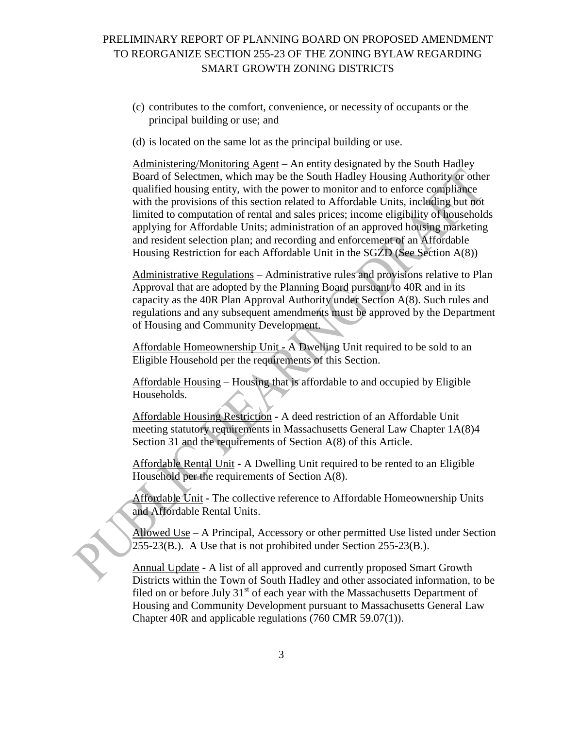(c) contributes to the comfort, convenience, or necessity of occupants or the principal building or use; and

(d) is located on the same lot as the principal building or use.

Administering/Monitoring Agent – An entity designated by the South Hadley Board of Selectmen, which may be the South Hadley Housing Authority or other qualified housing entity, with the power to monitor and to enforce compliance with the provisions of this section related to Affordable Units, including but not limited to computation of rental and sales prices; income eligibility of households applying for Affordable Units; administration of an approved housing marketing and resident selection plan; and recording and enforcement of an Affordable Housing Restriction for each Affordable Unit in the SGZD (See Section A(8))

Administrative Regulations – Administrative rules and provisions relative to Plan Approval that are adopted by the Planning Board pursuant to 40R and in its capacity as the 40R Plan Approval Authority under Section A(8). Such rules and regulations and any subsequent amendments must be approved by the Department of Housing and Community Development.

Affordable Homeownership Unit - A Dwelling Unit required to be sold to an Eligible Household per the requirements of this Section.

Affordable Housing – Housing that is affordable to and occupied by Eligible Households.

Affordable Housing Restriction - A deed restriction of an Affordable Unit meeting statutory requirements in Massachusetts General Law Chapter 1A(8)4 Section 31 and the requirements of Section A(8) of this Article.

Affordable Rental Unit - A Dwelling Unit required to be rented to an Eligible Household per the requirements of Section A(8).

Affordable Unit - The collective reference to Affordable Homeownership Units and Affordable Rental Units.

Allowed Use – A Principal, Accessory or other permitted Use listed under Section 255-23(B.). A Use that is not prohibited under Section 255-23(B.).

Annual Update - A list of all approved and currently proposed Smart Growth Districts within the Town of South Hadley and other associated information, to be filed on or before July 31st of each year with the Massachusetts Department of Housing and Community Development pursuant to Massachusetts General Law Chapter 40R and applicable regulations (760 CMR 59.07(1)).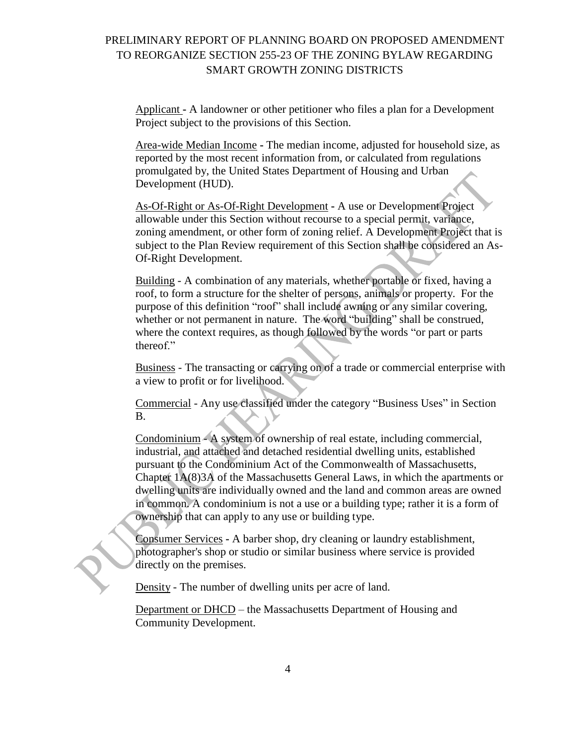Applicant - A landowner or other petitioner who files a plan for a Development Project subject to the provisions of this Section.

Area-wide Median Income - The median income, adjusted for household size, as reported by the most recent information from, or calculated from regulations promulgated by, the United States Department of Housing and Urban Development (HUD).

As-Of-Right or As-Of-Right Development - A use or Development Project allowable under this Section without recourse to a special permit, variance, zoning amendment, or other form of zoning relief. A Development Project that is subject to the Plan Review requirement of this Section shall be considered an As-Of-Right Development.

Building - A combination of any materials, whether portable or fixed, having a roof, to form a structure for the shelter of persons, animals or property. For the purpose of this definition "roof" shall include awning or any similar covering, whether or not permanent in nature. The word "building" shall be construed, where the context requires, as though followed by the words "or part or parts thereof."

Business - The transacting or carrying on of a trade or commercial enterprise with a view to profit or for livelihood.

Commercial - Any use classified under the category "Business Uses" in Section B.

Condominium - A system of ownership of real estate, including commercial, industrial, and attached and detached residential dwelling units, established pursuant to the Condominium Act of the Commonwealth of Massachusetts, Chapter 1A(8)3A of the Massachusetts General Laws, in which the apartments or dwelling units are individually owned and the land and common areas are owned in common. A condominium is not a use or a building type; rather it is a form of ownership that can apply to any use or building type.

Consumer Services - A barber shop, dry cleaning or laundry establishment, photographer's shop or studio or similar business where service is provided directly on the premises.

Density - The number of dwelling units per acre of land.

Department or DHCD – the Massachusetts Department of Housing and Community Development.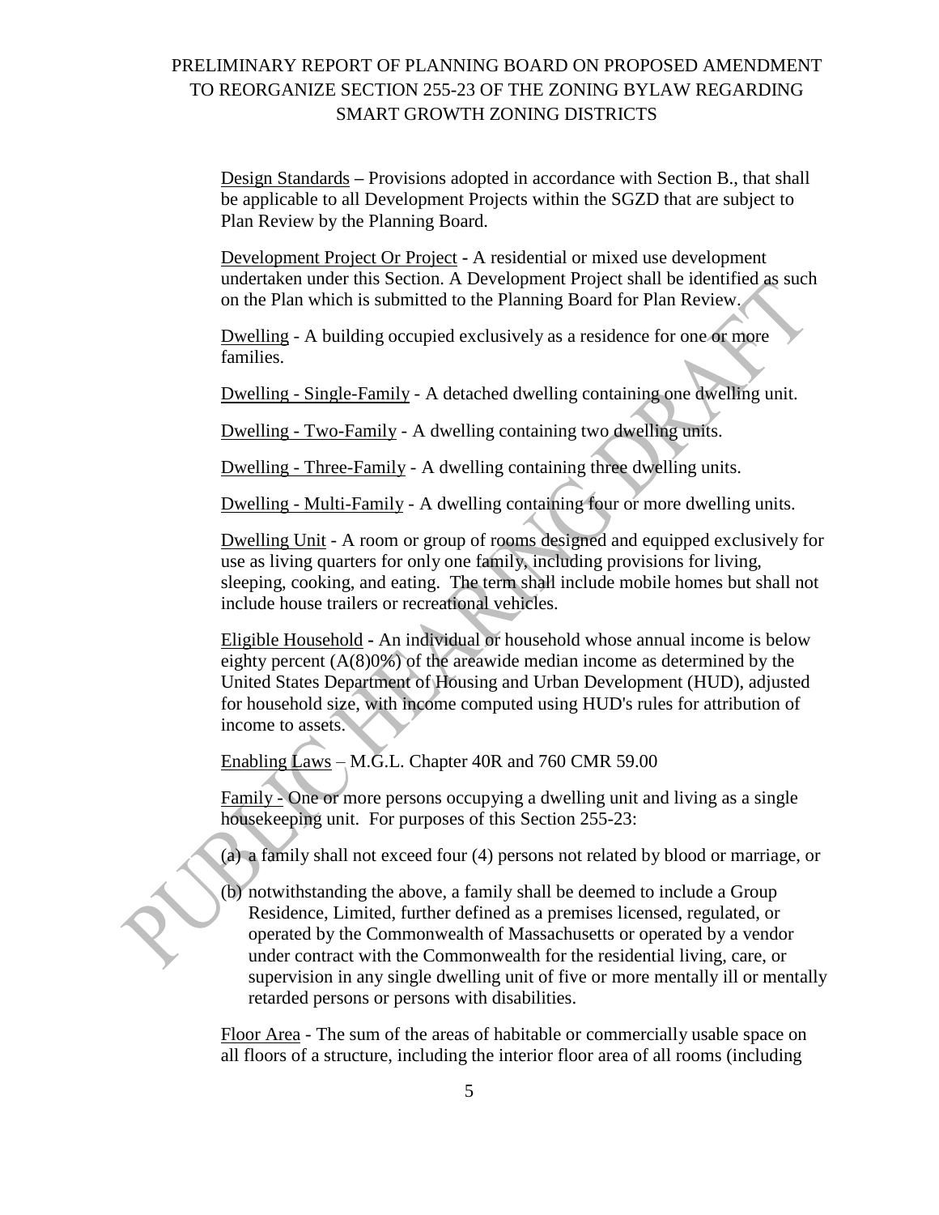Design Standards – Provisions adopted in accordance with Section B., that shall be applicable to all Development Projects within the SGZD that are subject to Plan Review by the Planning Board.

Development Project Or Project - A residential or mixed use development undertaken under this Section. A Development Project shall be identified as such on the Plan which is submitted to the Planning Board for Plan Review.

Dwelling - A building occupied exclusively as a residence for one or more families.

Dwelling - Single-Family - A detached dwelling containing one dwelling unit.

Dwelling - Two-Family - A dwelling containing two dwelling units.

Dwelling - Three-Family - A dwelling containing three dwelling units.

Dwelling - Multi-Family - A dwelling containing four or more dwelling units.

Dwelling Unit - A room or group of rooms designed and equipped exclusively for use as living quarters for only one family, including provisions for living, sleeping, cooking, and eating. The term shall include mobile homes but shall not include house trailers or recreational vehicles.

Eligible Household - An individual or household whose annual income is below eighty percent (A(8)0%) of the areawide median income as determined by the United States Department of Housing and Urban Development (HUD), adjusted for household size, with income computed using HUD's rules for attribution of income to assets.

Enabling Laws – M.G.L. Chapter 40R and 760 CMR 59.00

Family - One or more persons occupying a dwelling unit and living as a single housekeeping unit. For purposes of this Section 255-23:

(a) a family shall not exceed four (4) persons not related by blood or marriage, or

(b) notwithstanding the above, a family shall be deemed to include a Group Residence, Limited, further defined as a premises licensed, regulated, or operated by the Commonwealth of Massachusetts or operated by a vendor under contract with the Commonwealth for the residential living, care, or supervision in any single dwelling unit of five or more mentally ill or mentally retarded persons or persons with disabilities.

Floor Area - The sum of the areas of habitable or commercially usable space on all floors of a structure, including the interior floor area of all rooms (including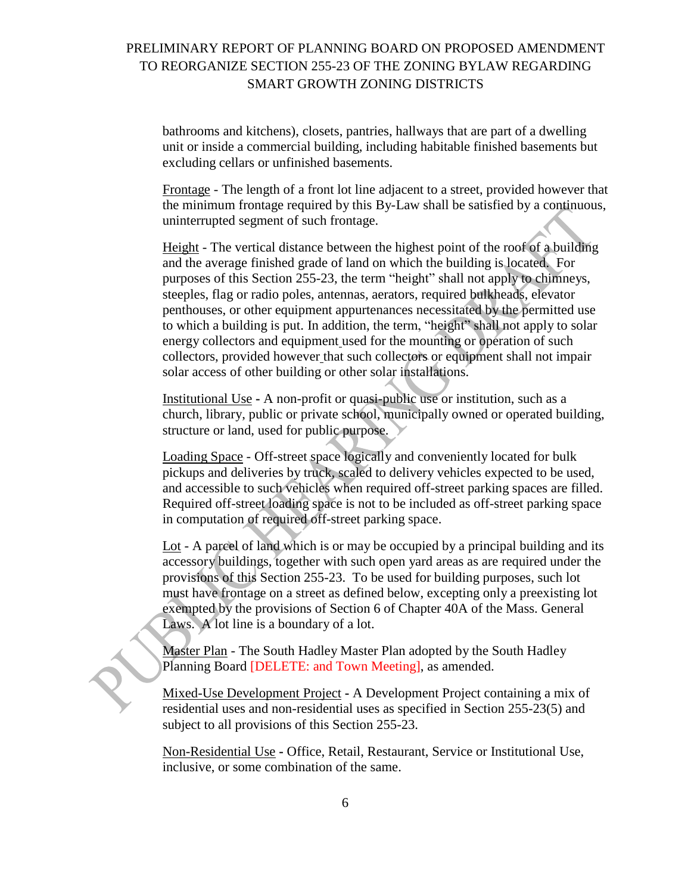bathrooms and kitchens), closets, pantries, hallways that are part of a dwelling unit or inside a commercial building, including habitable finished basements but excluding cellars or unfinished basements.

Frontage - The length of a front lot line adjacent to a street, provided however that the minimum frontage required by this By-Law shall be satisfied by a continuous, uninterrupted segment of such frontage.

Height - The vertical distance between the highest point of the roof of a building and the average finished grade of land on which the building is located. For purposes of this Section 255-23, the term "height" shall not apply to chimneys, steeples, flag or radio poles, antennas, aerators, required bulkheads, elevator penthouses, or other equipment appurtenances necessitated by the permitted use to which a building is put. In addition, the term, "height" shall not apply to solar energy collectors and equipment used for the mounting or operation of such collectors, provided however that such collectors or equipment shall not impair solar access of other building or other solar installations.

Institutional Use - A non-profit or quasi-public use or institution, such as a church, library, public or private school, municipally owned or operated building, structure or land, used for public purpose.

Loading Space - Off-street space logically and conveniently located for bulk pickups and deliveries by truck, scaled to delivery vehicles expected to be used, and accessible to such vehicles when required off-street parking spaces are filled. Required off-street loading space is not to be included as off-street parking space in computation of required off-street parking space.

Lot - A parcel of land which is or may be occupied by a principal building and its accessory buildings, together with such open yard areas as are required under the provisions of this Section 255-23. To be used for building purposes, such lot must have frontage on a street as defined below, excepting only a preexisting lot exempted by the provisions of Section 6 of Chapter 40A of the Mass. General Laws. A lot line is a boundary of a lot.

Master Plan - The South Hadley Master Plan adopted by the South Hadley Planning Board [DELETE: and Town Meeting], as amended.

Mixed-Use Development Project - A Development Project containing a mix of residential uses and non-residential uses as specified in Section 255-23(5) and subject to all provisions of this Section 255-23.

Non-Residential Use - Office, Retail, Restaurant, Service or Institutional Use, inclusive, or some combination of the same.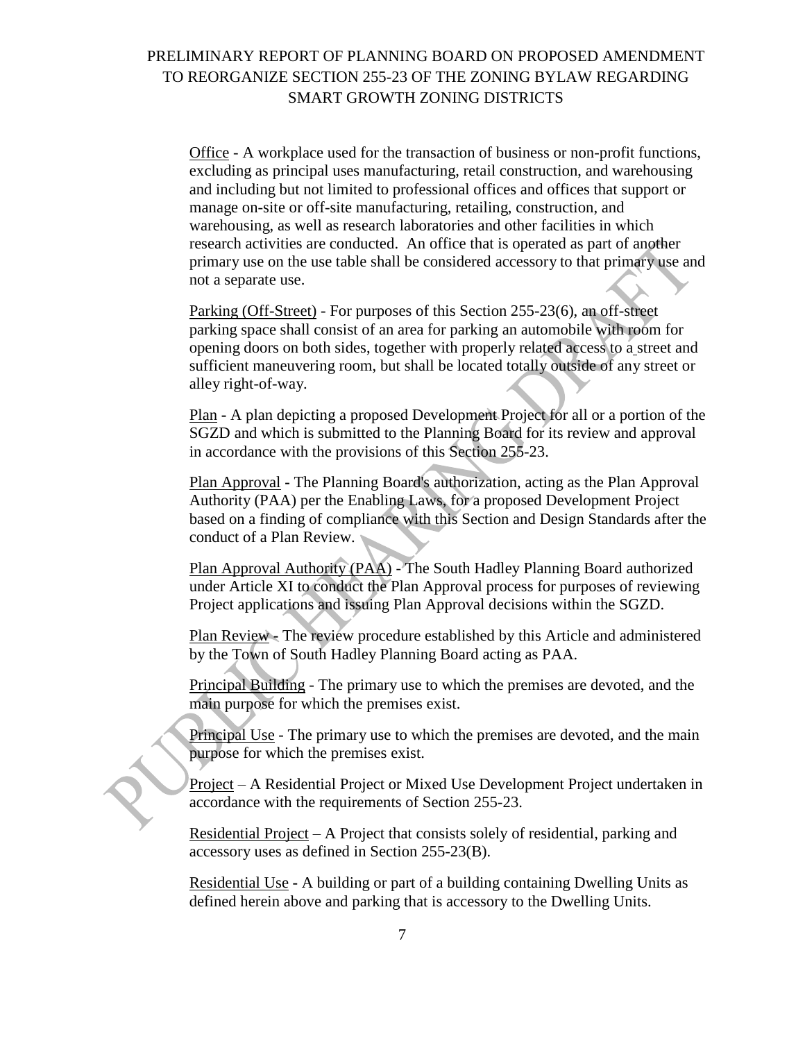Office - A workplace used for the transaction of business or non-profit functions, excluding as principal uses manufacturing, retail construction, and warehousing and including but not limited to professional offices and offices that support or manage on-site or off-site manufacturing, retailing, construction, and warehousing, as well as research laboratories and other facilities in which research activities are conducted. An office that is operated as part of another primary use on the use table shall be considered accessory to that primary use and not a separate use.

Parking (Off-Street) - For purposes of this Section 255-23(6), an off-street parking space shall consist of an area for parking an automobile with room for opening doors on both sides, together with properly related access to a street and sufficient maneuvering room, but shall be located totally outside of any street or alley right-of-way.

Plan - A plan depicting a proposed Development Project for all or a portion of the SGZD and which is submitted to the Planning Board for its review and approval in accordance with the provisions of this Section 255-23.

Plan Approval - The Planning Board's authorization, acting as the Plan Approval Authority (PAA) per the Enabling Laws, for a proposed Development Project based on a finding of compliance with this Section and Design Standards after the conduct of a Plan Review.

Plan Approval Authority (PAA) - The South Hadley Planning Board authorized under Article XI to conduct the Plan Approval process for purposes of reviewing Project applications and issuing Plan Approval decisions within the SGZD.

Plan Review - The review procedure established by this Article and administered by the Town of South Hadley Planning Board acting as PAA.

Principal Building - The primary use to which the premises are devoted, and the main purpose for which the premises exist.

Principal Use - The primary use to which the premises are devoted, and the main purpose for which the premises exist.

Project – A Residential Project or Mixed Use Development Project undertaken in accordance with the requirements of Section 255-23.

Residential Project – A Project that consists solely of residential, parking and accessory uses as defined in Section 255-23(B).

Residential Use - A building or part of a building containing Dwelling Units as defined herein above and parking that is accessory to the Dwelling Units.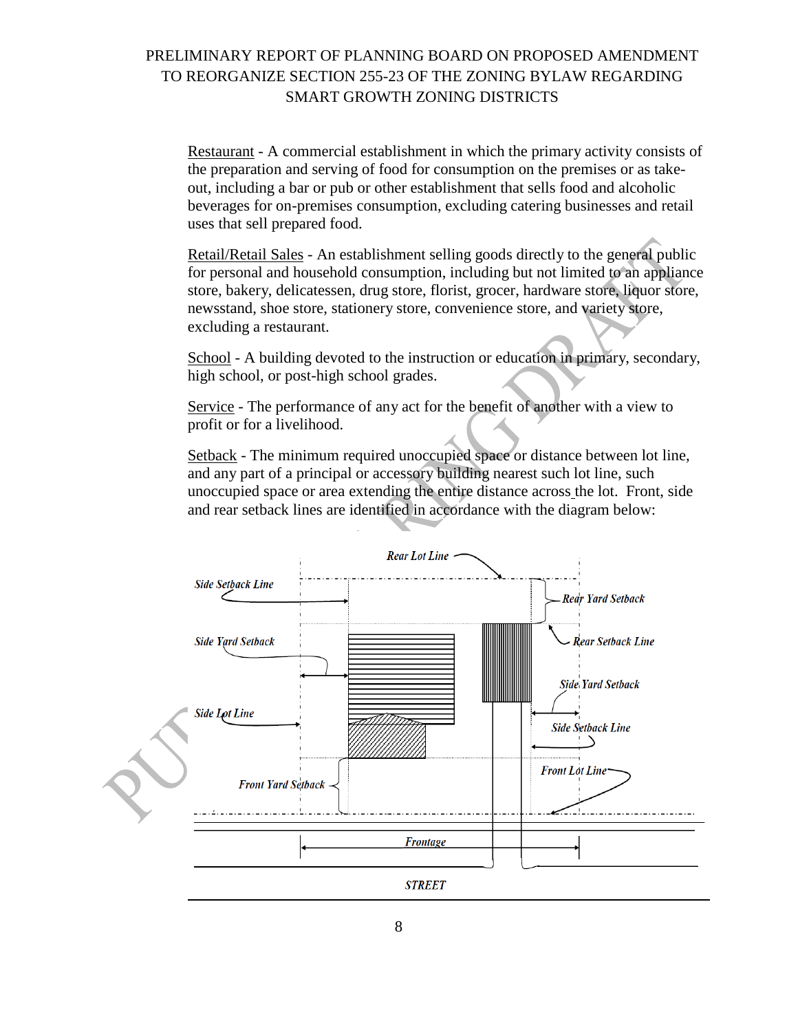# PRELIMINARY REPORT OF PLANNING BOARD ON PROPOSED AMENDMENT TO REORGANIZE SECTION 255-23 OF THE ZONING BYLAW REGARDING SMART GROWTH ZONING DISTRICTS

Restaurant - A commercial establishment in which the primary activity consists of the preparation and serving of food for consumption on the premises or as take-out, including a bar or pub or other establishment that sells food and alcoholic beverages for on-premises consumption, excluding catering businesses and retail uses that sell prepared food.

Retail/Retail Sales - An establishment selling goods directly to the general public for personal and household consumption, including but not limited to an appliance store, bakery, delicatessen, drug store, florist, grocer, hardware store, liquor store, newsstand, shoe store, stationery store, convenience store, and variety store, excluding a restaurant.

School - A building devoted to the instruction or education in primary, secondary, high school, or post-high school grades.

Service - The performance of any act for the benefit of another with a view to profit or for a livelihood.

Setback - The minimum required unoccupied space or distance between lot line, and any part of a principal or accessory building nearest such lot line, such unoccupied space or area extending the entire distance across the lot. Front, side and rear setback lines are identified in accordance with the diagram below:

Rear Lot Line

Side Setback Line

Rear Yard Setback

Side Yard Setback

Rear Setback Line

Side Yard Setback

Side Lot Line

Side Setback Line

Front Lot Line

Front Yard Setback

Frontage

STREET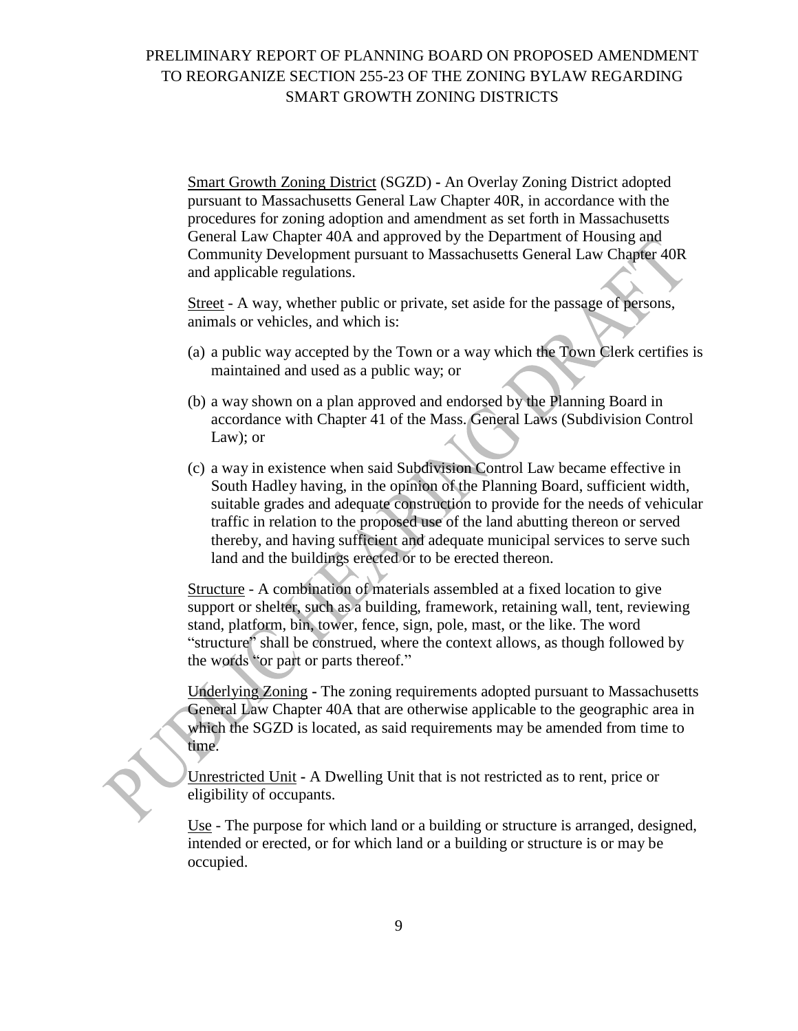Smart Growth Zoning District (SGZD) - An Overlay Zoning District adopted pursuant to Massachusetts General Law Chapter 40R, in accordance with the procedures for zoning adoption and amendment as set forth in Massachusetts General Law Chapter 40A and approved by the Department of Housing and Community Development pursuant to Massachusetts General Law Chapter 40R and applicable regulations.

Street - A way, whether public or private, set aside for the passage of persons, animals or vehicles, and which is:

(a) a public way accepted by the Town or a way which the Town Clerk certifies is maintained and used as a public way; or

(b) a way shown on a plan approved and endorsed by the Planning Board in accordance with Chapter 41 of the Mass. General Laws (Subdivision Control Law); or

(c) a way in existence when said Subdivision Control Law became effective in South Hadley having, in the opinion of the Planning Board, sufficient width, suitable grades and adequate construction to provide for the needs of vehicular traffic in relation to the proposed use of the land abutting thereon or served thereby, and having sufficient and adequate municipal services to serve such land and the buildings erected or to be erected thereon.

Structure - A combination of materials assembled at a fixed location to give support or shelter, such as a building, framework, retaining wall, tent, reviewing stand, platform, bin, tower, fence, sign, pole, mast, or the like. The word "structure" shall be construed, where the context allows, as though followed by the words "or part or parts thereof."

Underlying Zoning - The zoning requirements adopted pursuant to Massachusetts General Law Chapter 40A that are otherwise applicable to the geographic area in which the SGZD is located, as said requirements may be amended from time to time.

Unrestricted Unit - A Dwelling Unit that is not restricted as to rent, price or eligibility of occupants.

Use - The purpose for which land or a building or structure is arranged, designed, intended or erected, or for which land or a building or structure is or may be occupied.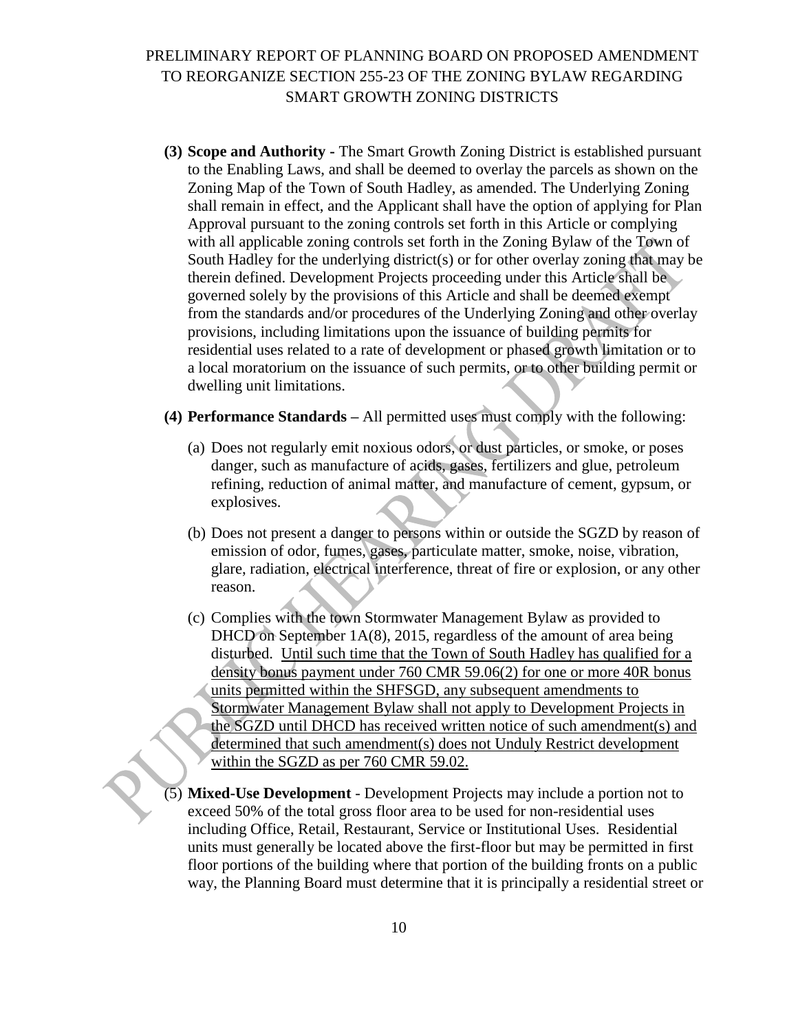PRELIMINARY REPORT OF PLANNING BOARD ON PROPOSED AMENDMENT TO REORGANIZE SECTION 255-23 OF THE ZONING BYLAW REGARDING SMART GROWTH ZONING DISTRICTS

**(3) Scope and Authority -** The Smart Growth Zoning District is established pursuant to the Enabling Laws, and shall be deemed to overlay the parcels as shown on the Zoning Map of the Town of South Hadley, as amended. The Underlying Zoning shall remain in effect, and the Applicant shall have the option of applying for Plan Approval pursuant to the zoning controls set forth in this Article or complying with all applicable zoning controls set forth in the Zoning Bylaw of the Town of South Hadley for the underlying district(s) or for other overlay zoning that may be therein defined. Development Projects proceeding under this Article shall be governed solely by the provisions of this Article and shall be deemed exempt from the standards and/or procedures of the Underlying Zoning and other overlay provisions, including limitations upon the issuance of building permits for residential uses related to a rate of development or phased growth limitation or to a local moratorium on the issuance of such permits, or to other building permit or dwelling unit limitations.

**(4) Performance Standards –** All permitted uses must comply with the following:

(a) Does not regularly emit noxious odors, or dust particles, or smoke, or poses danger, such as manufacture of acids, gases, fertilizers and glue, petroleum refining, reduction of animal matter, and manufacture of cement, gypsum, or explosives.

(b) Does not present a danger to persons within or outside the SGZD by reason of emission of odor, fumes, gases, particulate matter, smoke, noise, vibration, glare, radiation, electrical interference, threat of fire or explosion, or any other reason.

(c) Complies with the town Stormwater Management Bylaw as provided to DHCD on September 1A(8), 2015, regardless of the amount of area being disturbed. <u>Until such time that the Town of South Hadley has qualified for a density bonus payment under 760 CMR 59.06(2) for one or more 40R bonus units permitted within the SHFSGD, any subsequent amendments to Stormwater Management Bylaw shall not apply to Development Projects in the SGZD until DHCD has received written notice of such amendment(s) and determined that such amendment(s) does not Unduly Restrict development within the SGZD as per 760 CMR 59.02.</u>

(5) **Mixed-Use Development** - Development Projects may include a portion not to exceed 50% of the total gross floor area to be used for non-residential uses including Office, Retail, Restaurant, Service or Institutional Uses. Residential units must generally be located above the first-floor but may be permitted in first floor portions of the building where that portion of the building fronts on a public way, the Planning Board must determine that it is principally a residential street or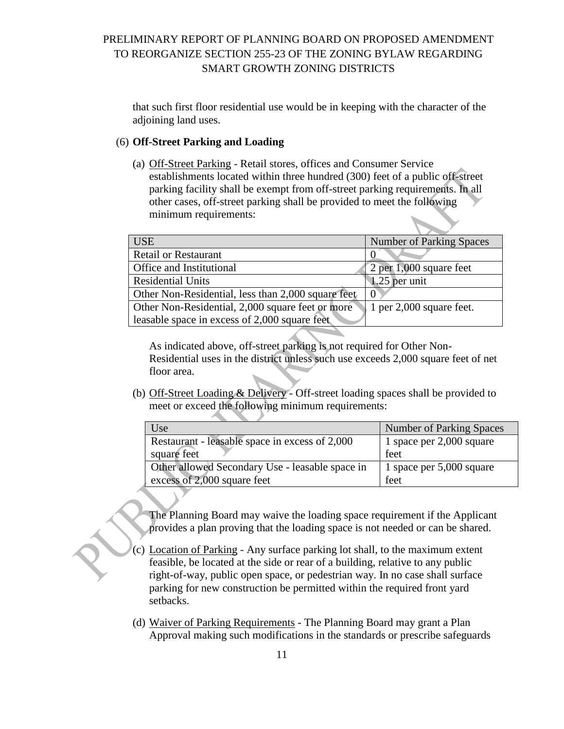that such first floor residential use would be in keeping with the character of the adjoining land uses.

(6) **Off-Street Parking and Loading**

(a) Off-Street Parking - Retail stores, offices and Consumer Service establishments located within three hundred (300) feet of a public off-street parking facility shall be exempt from off-street parking requirements. In all other cases, off-street parking shall be provided to meet the following minimum requirements:

| USE | Number of Parking Spaces |
| --- | --- |
| Retail or Restaurant | 0 |
| Office and Institutional | 2 per 1,000 square feet |
| Residential Units | 1.25 per unit |
| Other Non-Residential, less than 2,000 square feet | 0 |
| Other Non-Residential, 2,000 square feet or more leasable space in excess of 2,000 square feet | 1 per 2,000 square feet. |

As indicated above, off-street parking is not required for Other Non-Residential uses in the district unless such use exceeds 2,000 square feet of net floor area.

(b) Off-Street Loading & Delivery - Off-street loading spaces shall be provided to meet or exceed the following minimum requirements:

| Use | Number of Parking Spaces |
| --- | --- |
| Restaurant - leasable space in excess of 2,000 square feet | 1 space per 2,000 square feet |
| Other allowed Secondary Use - leasable space in excess of 2,000 square feet | 1 space per 5,000 square feet |

The Planning Board may waive the loading space requirement if the Applicant provides a plan proving that the loading space is not needed or can be shared.

(c) Location of Parking - Any surface parking lot shall, to the maximum extent feasible, be located at the side or rear of a building, relative to any public right-of-way, public open space, or pedestrian way. In no case shall surface parking for new construction be permitted within the required front yard setbacks.

(d) Waiver of Parking Requirements - The Planning Board may grant a Plan Approval making such modifications in the standards or prescribe safeguards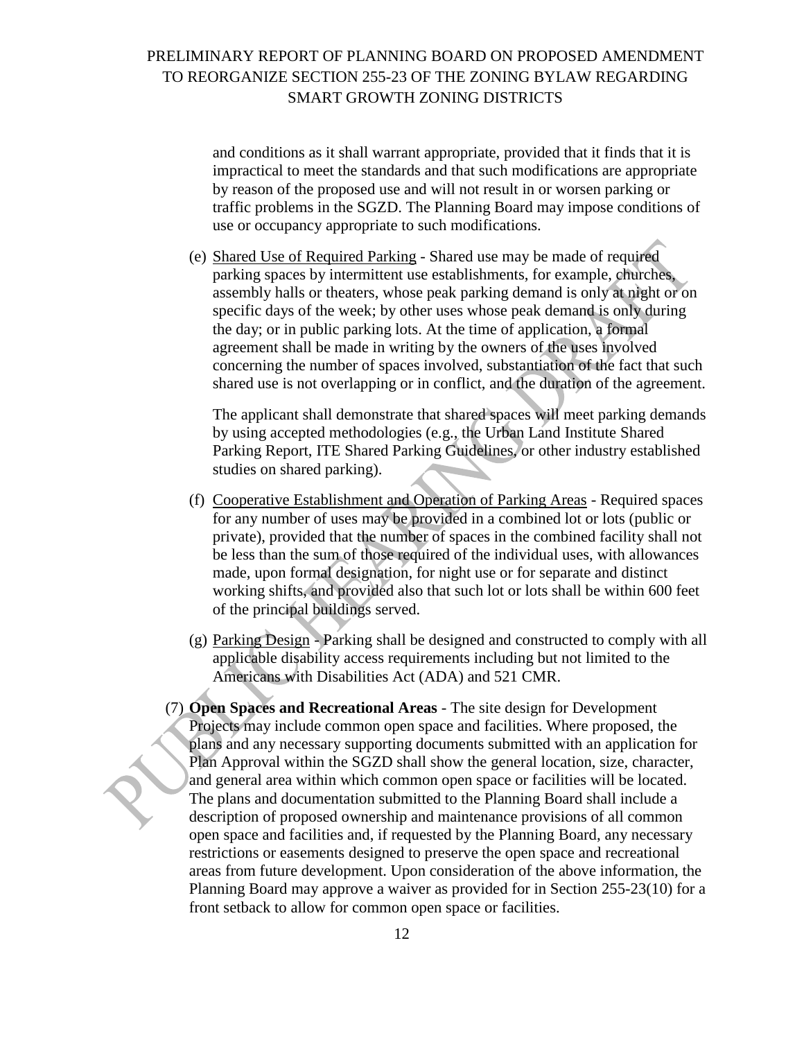and conditions as it shall warrant appropriate, provided that it finds that it is impractical to meet the standards and that such modifications are appropriate by reason of the proposed use and will not result in or worsen parking or traffic problems in the SGZD. The Planning Board may impose conditions of use or occupancy appropriate to such modifications.

(e) Shared Use of Required Parking - Shared use may be made of required parking spaces by intermittent use establishments, for example, churches, assembly halls or theaters, whose peak parking demand is only at night or on specific days of the week; by other uses whose peak demand is only during the day; or in public parking lots. At the time of application, a formal agreement shall be made in writing by the owners of the uses involved concerning the number of spaces involved, substantiation of the fact that such shared use is not overlapping or in conflict, and the duration of the agreement.

The applicant shall demonstrate that shared spaces will meet parking demands by using accepted methodologies (e.g., the Urban Land Institute Shared Parking Report, ITE Shared Parking Guidelines, or other industry established studies on shared parking).

(f) Cooperative Establishment and Operation of Parking Areas - Required spaces for any number of uses may be provided in a combined lot or lots (public or private), provided that the number of spaces in the combined facility shall not be less than the sum of those required of the individual uses, with allowances made, upon formal designation, for night use or for separate and distinct working shifts, and provided also that such lot or lots shall be within 600 feet of the principal buildings served.

(g) Parking Design - Parking shall be designed and constructed to comply with all applicable disability access requirements including but not limited to the Americans with Disabilities Act (ADA) and 521 CMR.

(7) **Open Spaces and Recreational Areas** - The site design for Development Projects may include common open space and facilities. Where proposed, the plans and any necessary supporting documents submitted with an application for Plan Approval within the SGZD shall show the general location, size, character, and general area within which common open space or facilities will be located. The plans and documentation submitted to the Planning Board shall include a description of proposed ownership and maintenance provisions of all common open space and facilities and, if requested by the Planning Board, any necessary restrictions or easements designed to preserve the open space and recreational areas from future development. Upon consideration of the above information, the Planning Board may approve a waiver as provided for in Section 255-23(10) for a front setback to allow for common open space or facilities.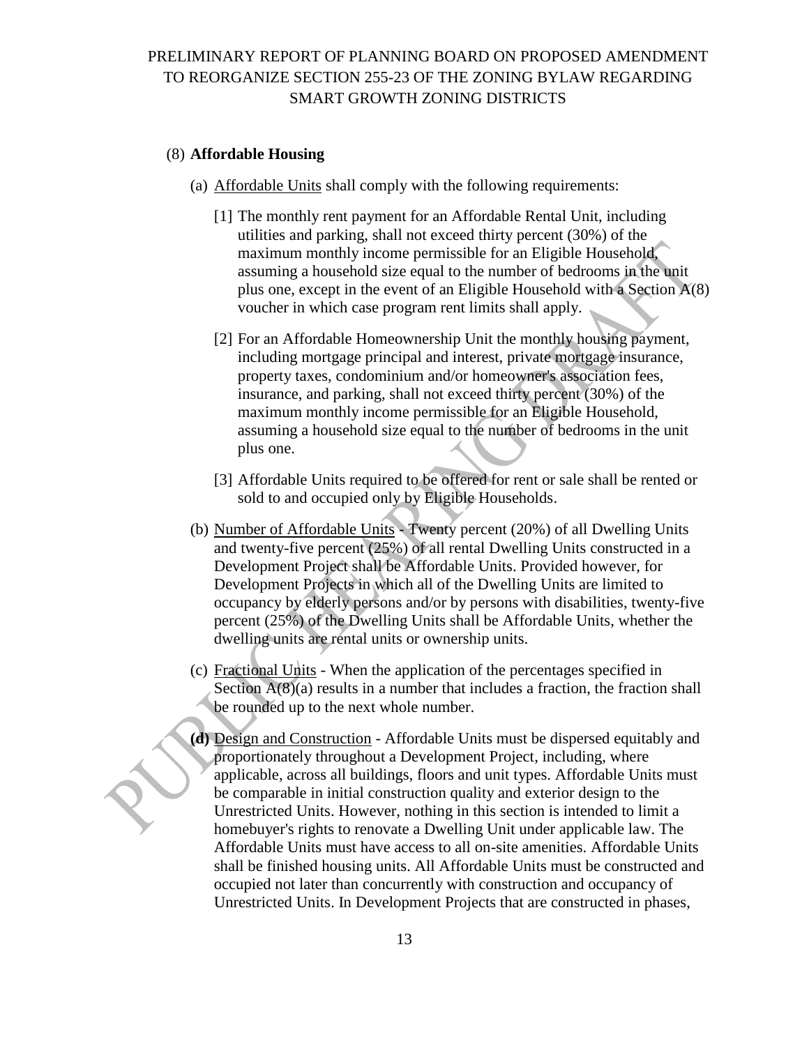PRELIMINARY REPORT OF PLANNING BOARD ON PROPOSED AMENDMENT TO REORGANIZE SECTION 255-23 OF THE ZONING BYLAW REGARDING SMART GROWTH ZONING DISTRICTS

(8) **Affordable Housing**

(a) Affordable Units shall comply with the following requirements:

[1] The monthly rent payment for an Affordable Rental Unit, including utilities and parking, shall not exceed thirty percent (30%) of the maximum monthly income permissible for an Eligible Household, assuming a household size equal to the number of bedrooms in the unit plus one, except in the event of an Eligible Household with a Section A(8) voucher in which case program rent limits shall apply.

[2] For an Affordable Homeownership Unit the monthly housing payment, including mortgage principal and interest, private mortgage insurance, property taxes, condominium and/or homeowner's association fees, insurance, and parking, shall not exceed thirty percent (30%) of the maximum monthly income permissible for an Eligible Household, assuming a household size equal to the number of bedrooms in the unit plus one.

[3] Affordable Units required to be offered for rent or sale shall be rented or sold to and occupied only by Eligible Households.

(b) Number of Affordable Units - Twenty percent (20%) of all Dwelling Units and twenty-five percent (25%) of all rental Dwelling Units constructed in a Development Project shall be Affordable Units. Provided however, for Development Projects in which all of the Dwelling Units are limited to occupancy by elderly persons and/or by persons with disabilities, twenty-five percent (25%) of the Dwelling Units shall be Affordable Units, whether the dwelling units are rental units or ownership units.

(c) Fractional Units - When the application of the percentages specified in Section A(8)(a) results in a number that includes a fraction, the fraction shall be rounded up to the next whole number.

**(d)** Design and Construction - Affordable Units must be dispersed equitably and proportionately throughout a Development Project, including, where applicable, across all buildings, floors and unit types. Affordable Units must be comparable in initial construction quality and exterior design to the Unrestricted Units. However, nothing in this section is intended to limit a homebuyer's rights to renovate a Dwelling Unit under applicable law. The Affordable Units must have access to all on-site amenities. Affordable Units shall be finished housing units. All Affordable Units must be constructed and occupied not later than concurrently with construction and occupancy of Unrestricted Units. In Development Projects that are constructed in phases,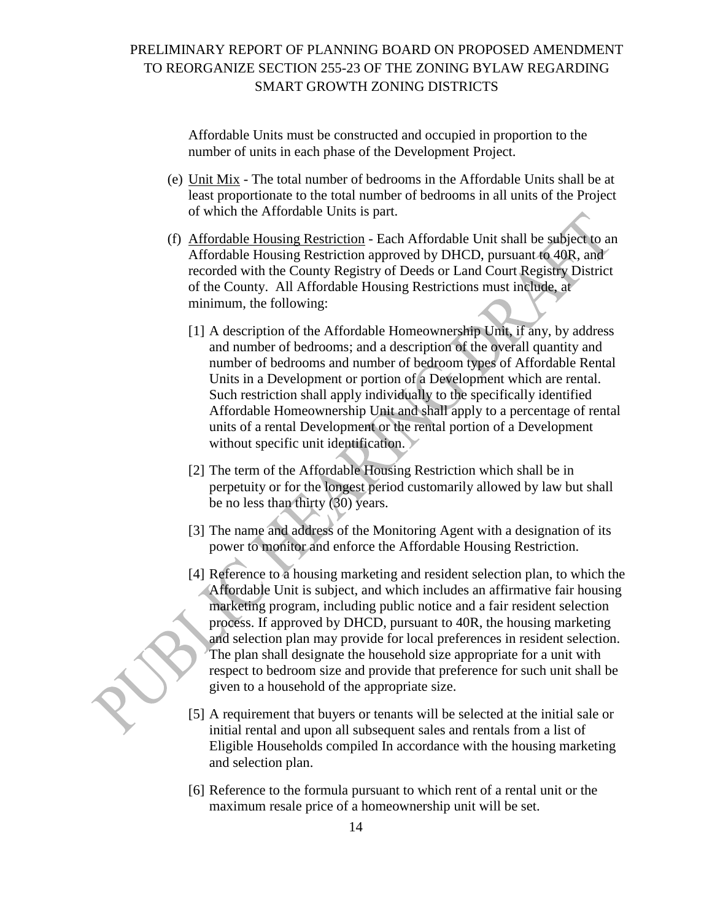Affordable Units must be constructed and occupied in proportion to the number of units in each phase of the Development Project.

(e) Unit Mix - The total number of bedrooms in the Affordable Units shall be at least proportionate to the total number of bedrooms in all units of the Project of which the Affordable Units is part.

(f) Affordable Housing Restriction - Each Affordable Unit shall be subject to an Affordable Housing Restriction approved by DHCD, pursuant to 40R, and recorded with the County Registry of Deeds or Land Court Registry District of the County. All Affordable Housing Restrictions must include, at minimum, the following:

[1] A description of the Affordable Homeownership Unit, if any, by address and number of bedrooms; and a description of the overall quantity and number of bedrooms and number of bedroom types of Affordable Rental Units in a Development or portion of a Development which are rental. Such restriction shall apply individually to the specifically identified Affordable Homeownership Unit and shall apply to a percentage of rental units of a rental Development or the rental portion of a Development without specific unit identification.

[2] The term of the Affordable Housing Restriction which shall be in perpetuity or for the longest period customarily allowed by law but shall be no less than thirty (30) years.

[3] The name and address of the Monitoring Agent with a designation of its power to monitor and enforce the Affordable Housing Restriction.

[4] Reference to a housing marketing and resident selection plan, to which the Affordable Unit is subject, and which includes an affirmative fair housing marketing program, including public notice and a fair resident selection process. If approved by DHCD, pursuant to 40R, the housing marketing and selection plan may provide for local preferences in resident selection. The plan shall designate the household size appropriate for a unit with respect to bedroom size and provide that preference for such unit shall be given to a household of the appropriate size.

[5] A requirement that buyers or tenants will be selected at the initial sale or initial rental and upon all subsequent sales and rentals from a list of Eligible Households compiled In accordance with the housing marketing and selection plan.

[6] Reference to the formula pursuant to which rent of a rental unit or the maximum resale price of a homeownership unit will be set.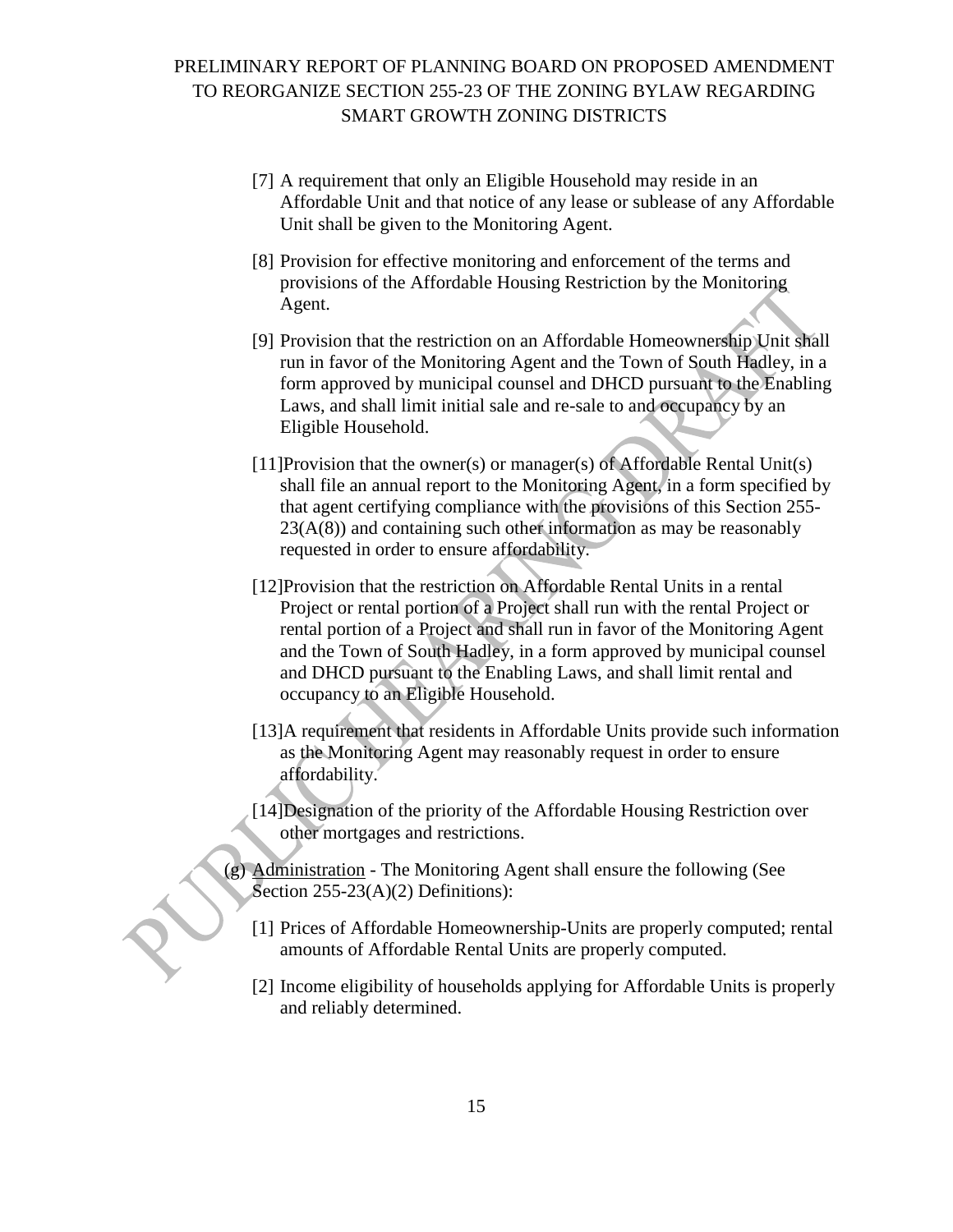[7] A requirement that only an Eligible Household may reside in an Affordable Unit and that notice of any lease or sublease of any Affordable Unit shall be given to the Monitoring Agent.

[8] Provision for effective monitoring and enforcement of the terms and provisions of the Affordable Housing Restriction by the Monitoring Agent.

[9] Provision that the restriction on an Affordable Homeownership Unit shall run in favor of the Monitoring Agent and the Town of South Hadley, in a form approved by municipal counsel and DHCD pursuant to the Enabling Laws, and shall limit initial sale and re-sale to and occupancy by an Eligible Household.

[11]Provision that the owner(s) or manager(s) of Affordable Rental Unit(s) shall file an annual report to the Monitoring Agent, in a form specified by that agent certifying compliance with the provisions of this Section 255-23(A(8)) and containing such other information as may be reasonably requested in order to ensure affordability.

[12]Provision that the restriction on Affordable Rental Units in a rental Project or rental portion of a Project shall run with the rental Project or rental portion of a Project and shall run in favor of the Monitoring Agent and the Town of South Hadley, in a form approved by municipal counsel and DHCD pursuant to the Enabling Laws, and shall limit rental and occupancy to an Eligible Household.

[13]A requirement that residents in Affordable Units provide such information as the Monitoring Agent may reasonably request in order to ensure affordability.

[14]Designation of the priority of the Affordable Housing Restriction over other mortgages and restrictions.

(g) <u>Administration</u> - The Monitoring Agent shall ensure the following (See Section 255-23(A)(2) Definitions):

[1] Prices of Affordable Homeownership-Units are properly computed; rental amounts of Affordable Rental Units are properly computed.

[2] Income eligibility of households applying for Affordable Units is properly and reliably determined.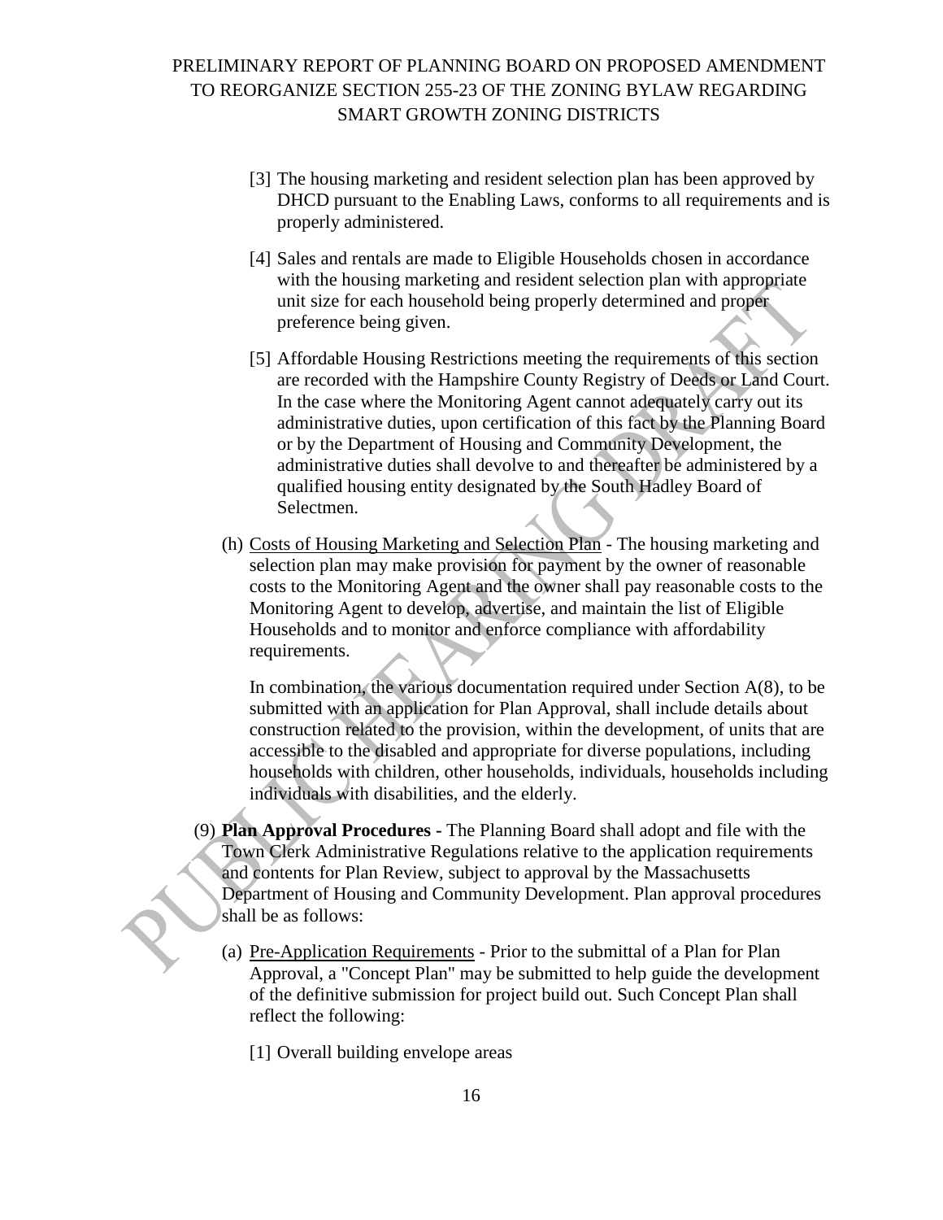[3] The housing marketing and resident selection plan has been approved by DHCD pursuant to the Enabling Laws, conforms to all requirements and is properly administered.

[4] Sales and rentals are made to Eligible Households chosen in accordance with the housing marketing and resident selection plan with appropriate unit size for each household being properly determined and proper preference being given.

[5] Affordable Housing Restrictions meeting the requirements of this section are recorded with the Hampshire County Registry of Deeds or Land Court. In the case where the Monitoring Agent cannot adequately carry out its administrative duties, upon certification of this fact by the Planning Board or by the Department of Housing and Community Development, the administrative duties shall devolve to and thereafter be administered by a qualified housing entity designated by the South Hadley Board of Selectmen.

(h) Costs of Housing Marketing and Selection Plan - The housing marketing and selection plan may make provision for payment by the owner of reasonable costs to the Monitoring Agent and the owner shall pay reasonable costs to the Monitoring Agent to develop, advertise, and maintain the list of Eligible Households and to monitor and enforce compliance with affordability requirements.

In combination, the various documentation required under Section A(8), to be submitted with an application for Plan Approval, shall include details about construction related to the provision, within the development, of units that are accessible to the disabled and appropriate for diverse populations, including households with children, other households, individuals, households including individuals with disabilities, and the elderly.

(9) **Plan Approval Procedures -** The Planning Board shall adopt and file with the Town Clerk Administrative Regulations relative to the application requirements and contents for Plan Review, subject to approval by the Massachusetts Department of Housing and Community Development. Plan approval procedures shall be as follows:

(a) Pre-Application Requirements - Prior to the submittal of a Plan for Plan Approval, a "Concept Plan" may be submitted to help guide the development of the definitive submission for project build out. Such Concept Plan shall reflect the following:

[1] Overall building envelope areas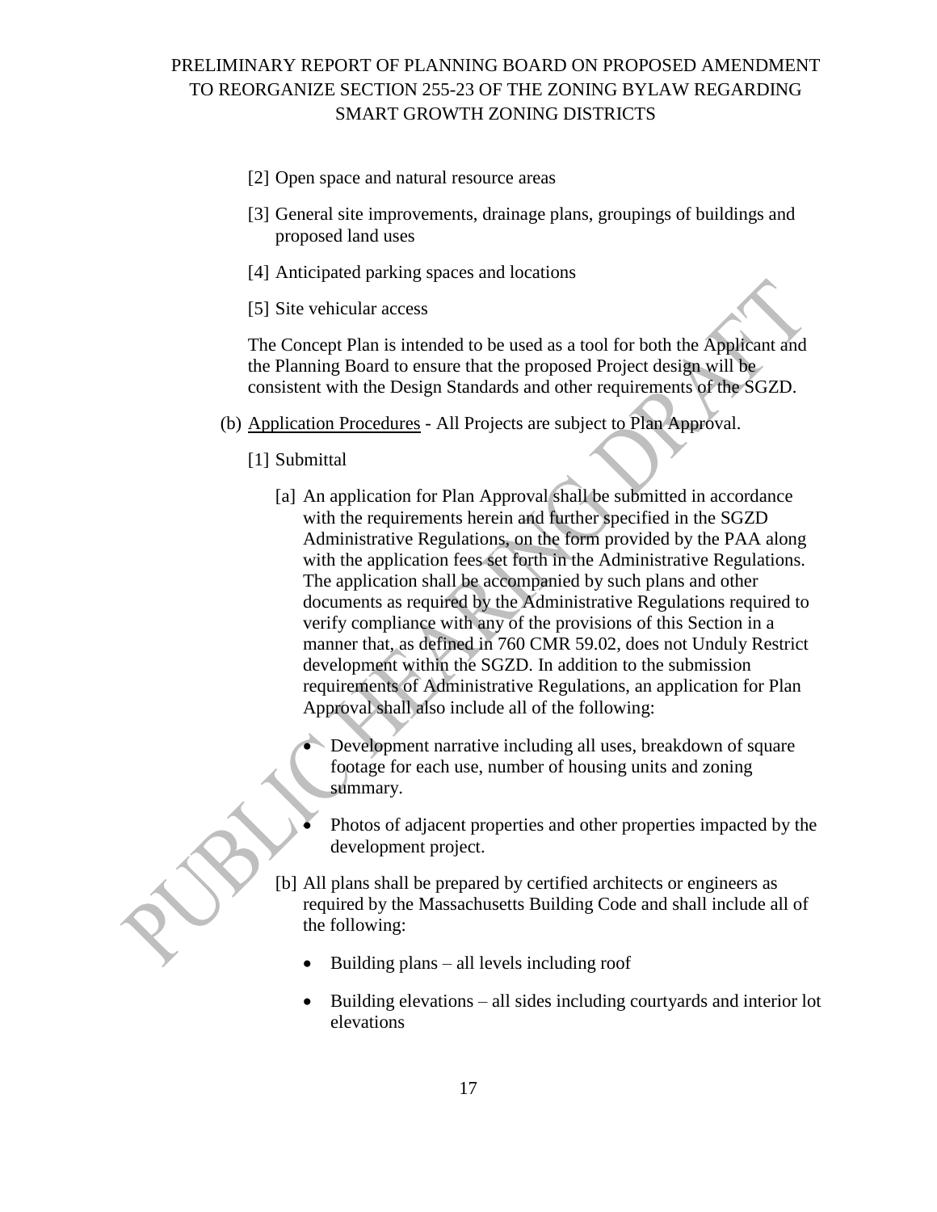[2] Open space and natural resource areas

[3] General site improvements, drainage plans, groupings of buildings and proposed land uses

[4] Anticipated parking spaces and locations

[5] Site vehicular access

The Concept Plan is intended to be used as a tool for both the Applicant and the Planning Board to ensure that the proposed Project design will be consistent with the Design Standards and other requirements of the SGZD.

(b) Application Procedures - All Projects are subject to Plan Approval.

[1] Submittal

[a] An application for Plan Approval shall be submitted in accordance with the requirements herein and further specified in the SGZD Administrative Regulations, on the form provided by the PAA along with the application fees set forth in the Administrative Regulations. The application shall be accompanied by such plans and other documents as required by the Administrative Regulations required to verify compliance with any of the provisions of this Section in a manner that, as defined in 760 CMR 59.02, does not Unduly Restrict development within the SGZD. In addition to the submission requirements of Administrative Regulations, an application for Plan Approval shall also include all of the following:

- Development narrative including all uses, breakdown of square footage for each use, number of housing units and zoning summary.
- Photos of adjacent properties and other properties impacted by the development project.

[b] All plans shall be prepared by certified architects or engineers as required by the Massachusetts Building Code and shall include all of the following:

- Building plans – all levels including roof
- Building elevations – all sides including courtyards and interior lot elevations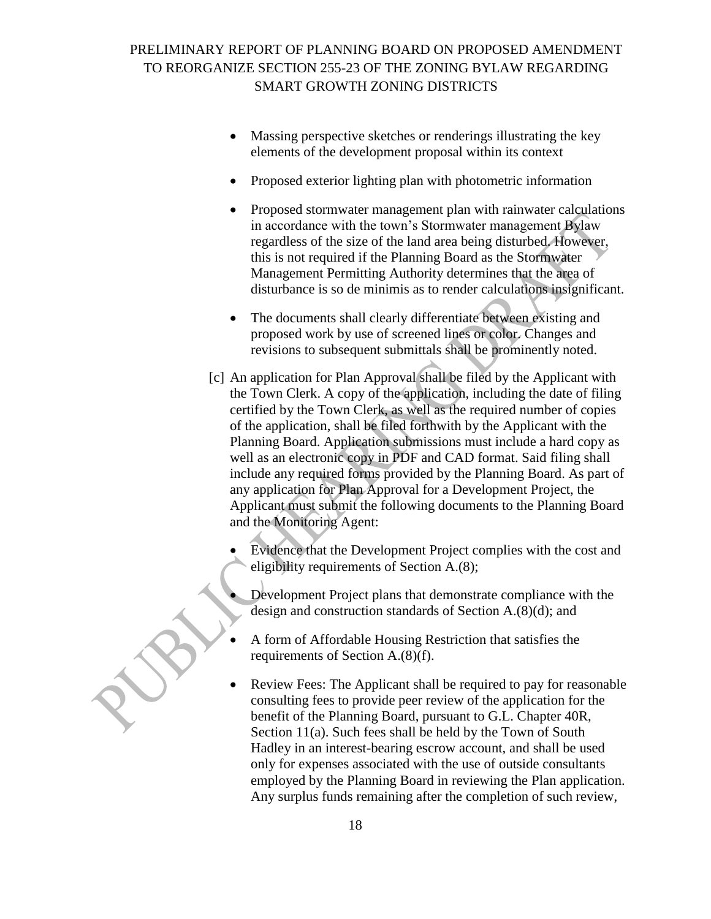- Massing perspective sketches or renderings illustrating the key elements of the development proposal within its context

- Proposed exterior lighting plan with photometric information

- Proposed stormwater management plan with rainwater calculations in accordance with the town's Stormwater management Bylaw regardless of the size of the land area being disturbed. However, this is not required if the Planning Board as the Stormwater Management Permitting Authority determines that the area of disturbance is so de minimis as to render calculations insignificant.

- The documents shall clearly differentiate between existing and proposed work by use of screened lines or color. Changes and revisions to subsequent submittals shall be prominently noted.

[c] An application for Plan Approval shall be filed by the Applicant with the Town Clerk. A copy of the application, including the date of filing certified by the Town Clerk, as well as the required number of copies of the application, shall be filed forthwith by the Applicant with the Planning Board. Application submissions must include a hard copy as well as an electronic copy in PDF and CAD format. Said filing shall include any required forms provided by the Planning Board. As part of any application for Plan Approval for a Development Project, the Applicant must submit the following documents to the Planning Board and the Monitoring Agent:

- Evidence that the Development Project complies with the cost and eligibility requirements of Section A.(8);

- Development Project plans that demonstrate compliance with the design and construction standards of Section A.(8)(d); and

- A form of Affordable Housing Restriction that satisfies the requirements of Section A.(8)(f).

- Review Fees: The Applicant shall be required to pay for reasonable consulting fees to provide peer review of the application for the benefit of the Planning Board, pursuant to G.L. Chapter 40R, Section 11(a). Such fees shall be held by the Town of South Hadley in an interest-bearing escrow account, and shall be used only for expenses associated with the use of outside consultants employed by the Planning Board in reviewing the Plan application. Any surplus funds remaining after the completion of such review,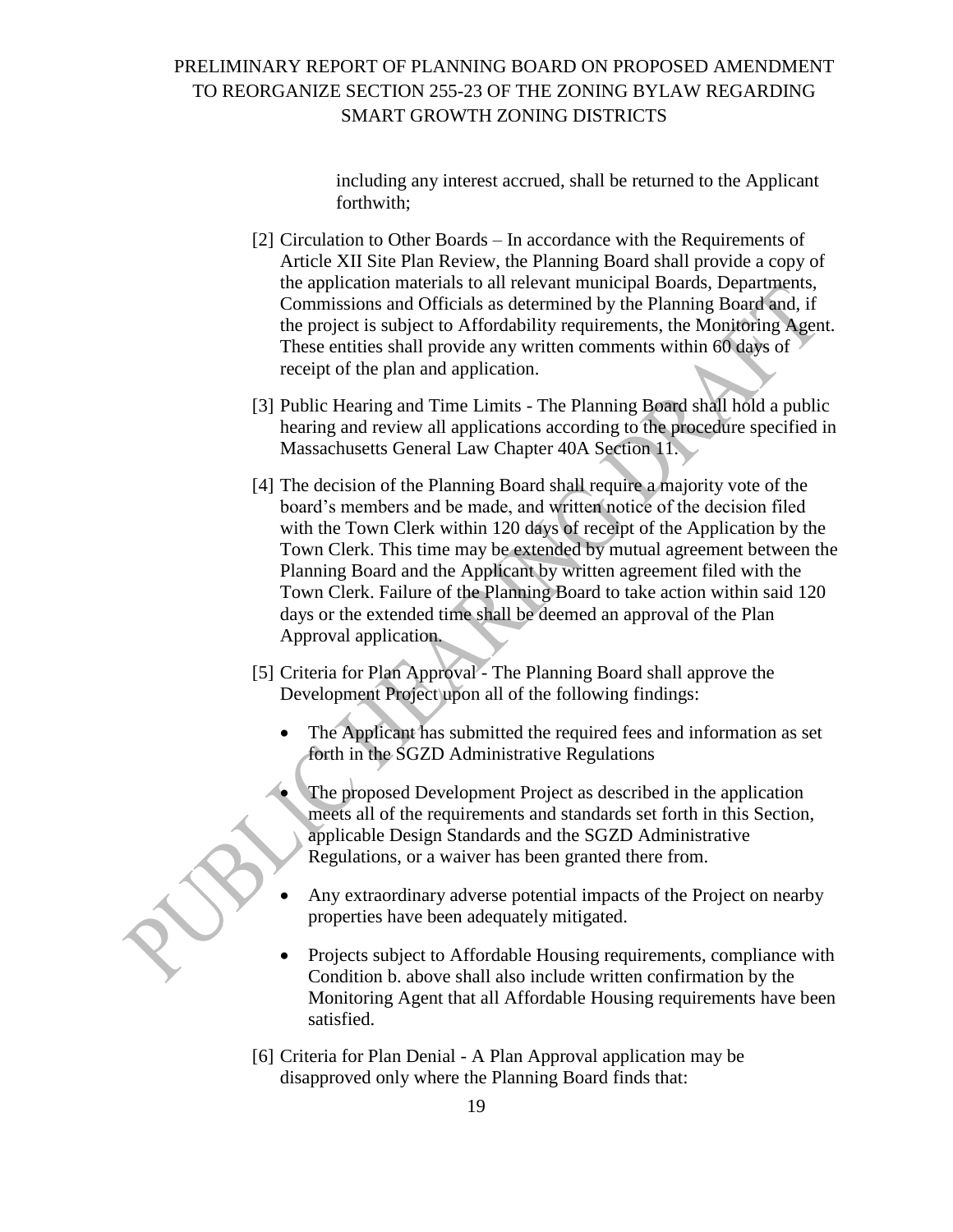including any interest accrued, shall be returned to the Applicant forthwith;

[2] Circulation to Other Boards – In accordance with the Requirements of Article XII Site Plan Review, the Planning Board shall provide a copy of the application materials to all relevant municipal Boards, Departments, Commissions and Officials as determined by the Planning Board and, if the project is subject to Affordability requirements, the Monitoring Agent. These entities shall provide any written comments within 60 days of receipt of the plan and application.

[3] Public Hearing and Time Limits - The Planning Board shall hold a public hearing and review all applications according to the procedure specified in Massachusetts General Law Chapter 40A Section 11.

[4] The decision of the Planning Board shall require a majority vote of the board's members and be made, and written notice of the decision filed with the Town Clerk within 120 days of receipt of the Application by the Town Clerk. This time may be extended by mutual agreement between the Planning Board and the Applicant by written agreement filed with the Town Clerk. Failure of the Planning Board to take action within said 120 days or the extended time shall be deemed an approval of the Plan Approval application.

[5] Criteria for Plan Approval - The Planning Board shall approve the Development Project upon all of the following findings:

- The Applicant has submitted the required fees and information as set forth in the SGZD Administrative Regulations
- The proposed Development Project as described in the application meets all of the requirements and standards set forth in this Section, applicable Design Standards and the SGZD Administrative Regulations, or a waiver has been granted there from.
- Any extraordinary adverse potential impacts of the Project on nearby properties have been adequately mitigated.
- Projects subject to Affordable Housing requirements, compliance with Condition b. above shall also include written confirmation by the Monitoring Agent that all Affordable Housing requirements have been satisfied.

[6] Criteria for Plan Denial - A Plan Approval application may be disapproved only where the Planning Board finds that: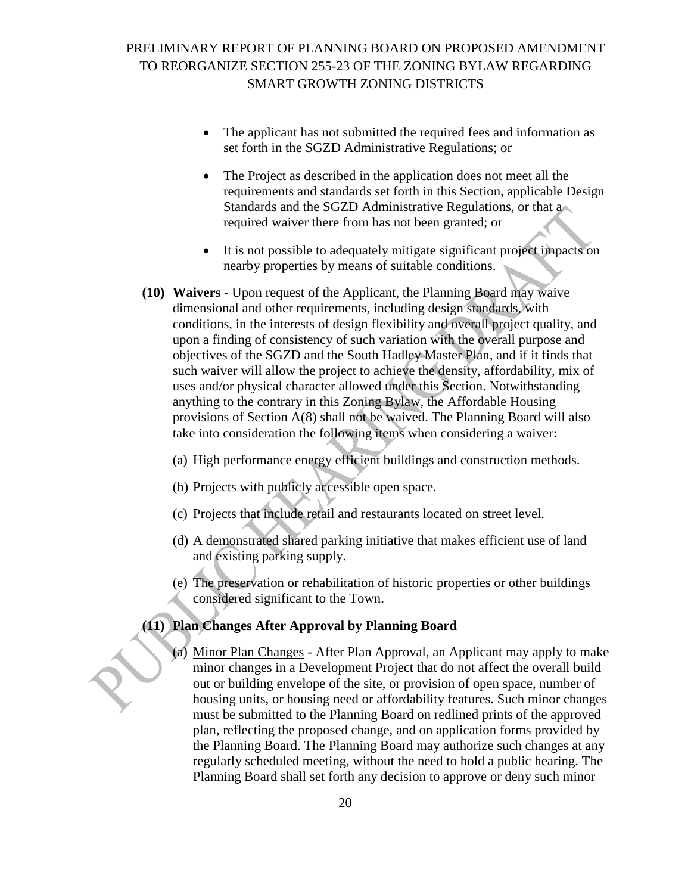- The applicant has not submitted the required fees and information as set forth in the SGZD Administrative Regulations; or
- The Project as described in the application does not meet all the requirements and standards set forth in this Section, applicable Design Standards and the SGZD Administrative Regulations, or that a required waiver there from has not been granted; or
- It is not possible to adequately mitigate significant project impacts on nearby properties by means of suitable conditions.

**(10) Waivers -** Upon request of the Applicant, the Planning Board may waive dimensional and other requirements, including design standards, with conditions, in the interests of design flexibility and overall project quality, and upon a finding of consistency of such variation with the overall purpose and objectives of the SGZD and the South Hadley Master Plan, and if it finds that such waiver will allow the project to achieve the density, affordability, mix of uses and/or physical character allowed under this Section. Notwithstanding anything to the contrary in this Zoning Bylaw, the Affordable Housing provisions of Section A(8) shall not be waived. The Planning Board will also take into consideration the following items when considering a waiver:

(a) High performance energy efficient buildings and construction methods.

(b) Projects with publicly accessible open space.

(c) Projects that include retail and restaurants located on street level.

(d) A demonstrated shared parking initiative that makes efficient use of land and existing parking supply.

(e) The preservation or rehabilitation of historic properties or other buildings considered significant to the Town.

**(11) Plan Changes After Approval by Planning Board**

(a) Minor Plan Changes - After Plan Approval, an Applicant may apply to make minor changes in a Development Project that do not affect the overall build out or building envelope of the site, or provision of open space, number of housing units, or housing need or affordability features. Such minor changes must be submitted to the Planning Board on redlined prints of the approved plan, reflecting the proposed change, and on application forms provided by the Planning Board. The Planning Board may authorize such changes at any regularly scheduled meeting, without the need to hold a public hearing. The Planning Board shall set forth any decision to approve or deny such minor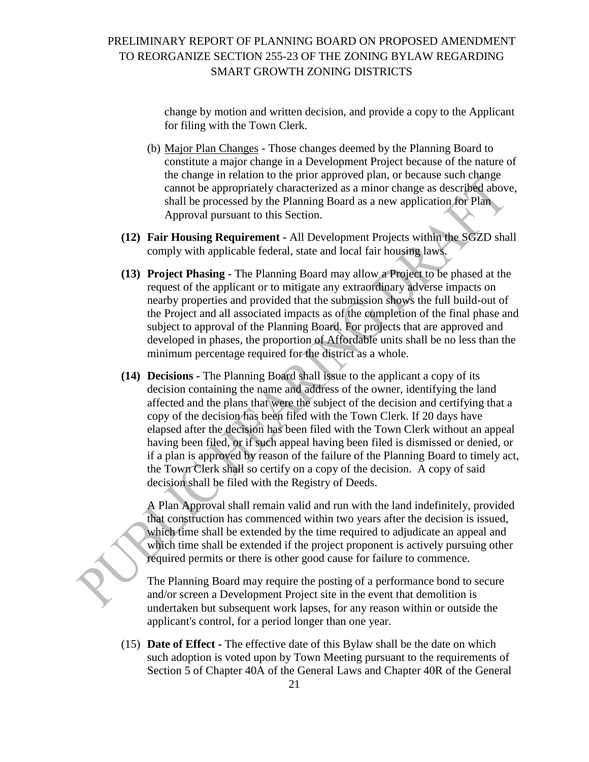change by motion and written decision, and provide a copy to the Applicant for filing with the Town Clerk.

(b) Major Plan Changes - Those changes deemed by the Planning Board to constitute a major change in a Development Project because of the nature of the change in relation to the prior approved plan, or because such change cannot be appropriately characterized as a minor change as described above, shall be processed by the Planning Board as a new application for Plan Approval pursuant to this Section.

**(12) Fair Housing Requirement -** All Development Projects within the SGZD shall comply with applicable federal, state and local fair housing laws.

**(13) Project Phasing -** The Planning Board may allow a Project to be phased at the request of the applicant or to mitigate any extraordinary adverse impacts on nearby properties and provided that the submission shows the full build-out of the Project and all associated impacts as of the completion of the final phase and subject to approval of the Planning Board. For projects that are approved and developed in phases, the proportion of Affordable units shall be no less than the minimum percentage required for the district as a whole.

**(14) Decisions -** The Planning Board shall issue to the applicant a copy of its decision containing the name and address of the owner, identifying the land affected and the plans that were the subject of the decision and certifying that a copy of the decision has been filed with the Town Clerk. If 20 days have elapsed after the decision has been filed with the Town Clerk without an appeal having been filed, or if such appeal having been filed is dismissed or denied, or if a plan is approved by reason of the failure of the Planning Board to timely act, the Town Clerk shall so certify on a copy of the decision. A copy of said decision shall be filed with the Registry of Deeds.

A Plan Approval shall remain valid and run with the land indefinitely, provided that construction has commenced within two years after the decision is issued, which time shall be extended by the time required to adjudicate an appeal and which time shall be extended if the project proponent is actively pursuing other required permits or there is other good cause for failure to commence.

The Planning Board may require the posting of a performance bond to secure and/or screen a Development Project site in the event that demolition is undertaken but subsequent work lapses, for any reason within or outside the applicant's control, for a period longer than one year.

(15) **Date of Effect -** The effective date of this Bylaw shall be the date on which such adoption is voted upon by Town Meeting pursuant to the requirements of Section 5 of Chapter 40A of the General Laws and Chapter 40R of the General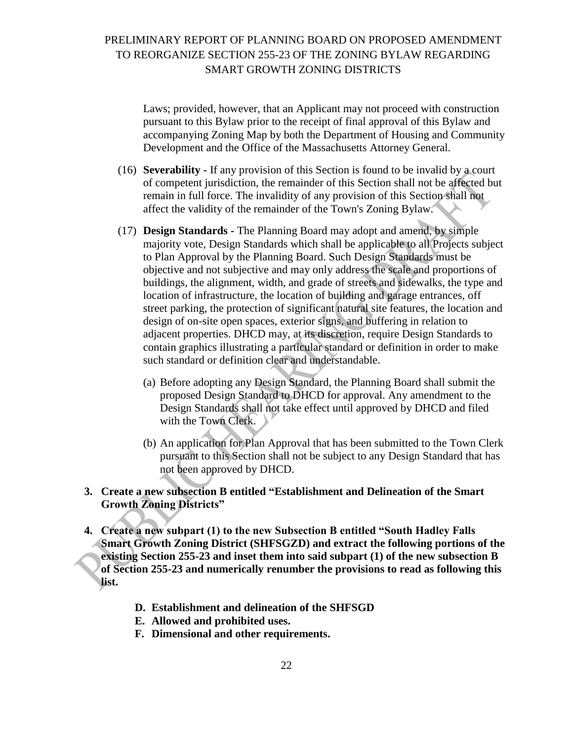Laws; provided, however, that an Applicant may not proceed with construction pursuant to this Bylaw prior to the receipt of final approval of this Bylaw and accompanying Zoning Map by both the Department of Housing and Community Development and the Office of the Massachusetts Attorney General.

(16) **Severability -** If any provision of this Section is found to be invalid by a court of competent jurisdiction, the remainder of this Section shall not be affected but remain in full force. The invalidity of any provision of this Section shall not affect the validity of the remainder of the Town's Zoning Bylaw.

(17) **Design Standards -** The Planning Board may adopt and amend, by simple majority vote, Design Standards which shall be applicable to all Projects subject to Plan Approval by the Planning Board. Such Design Standards must be objective and not subjective and may only address the scale and proportions of buildings, the alignment, width, and grade of streets and sidewalks, the type and location of infrastructure, the location of building and garage entrances, off street parking, the protection of significant natural site features, the location and design of on-site open spaces, exterior signs, and buffering in relation to adjacent properties. DHCD may, at its discretion, require Design Standards to contain graphics illustrating a particular standard or definition in order to make such standard or definition clear and understandable.

   (a) Before adopting any Design Standard, the Planning Board shall submit the proposed Design Standard to DHCD for approval. Any amendment to the Design Standards shall not take effect until approved by DHCD and filed with the Town Clerk.

   (b) An application for Plan Approval that has been submitted to the Town Clerk pursuant to this Section shall not be subject to any Design Standard that has not been approved by DHCD.

3. **Create a new subsection B entitled "Establishment and Delineation of the Smart Growth Zoning Districts"**

4. **Create a new subpart (1) to the new Subsection B entitled "South Hadley Falls Smart Growth Zoning District (SHFSGZD) and extract the following portions of the existing Section 255-23 and inset them into said subpart (1) of the new subsection B of Section 255-23 and numerically renumber the provisions to read as following this list.**

   **D. Establishment and delineation of the SHFSGD**
   **E. Allowed and prohibited uses.**
   **F. Dimensional and other requirements.**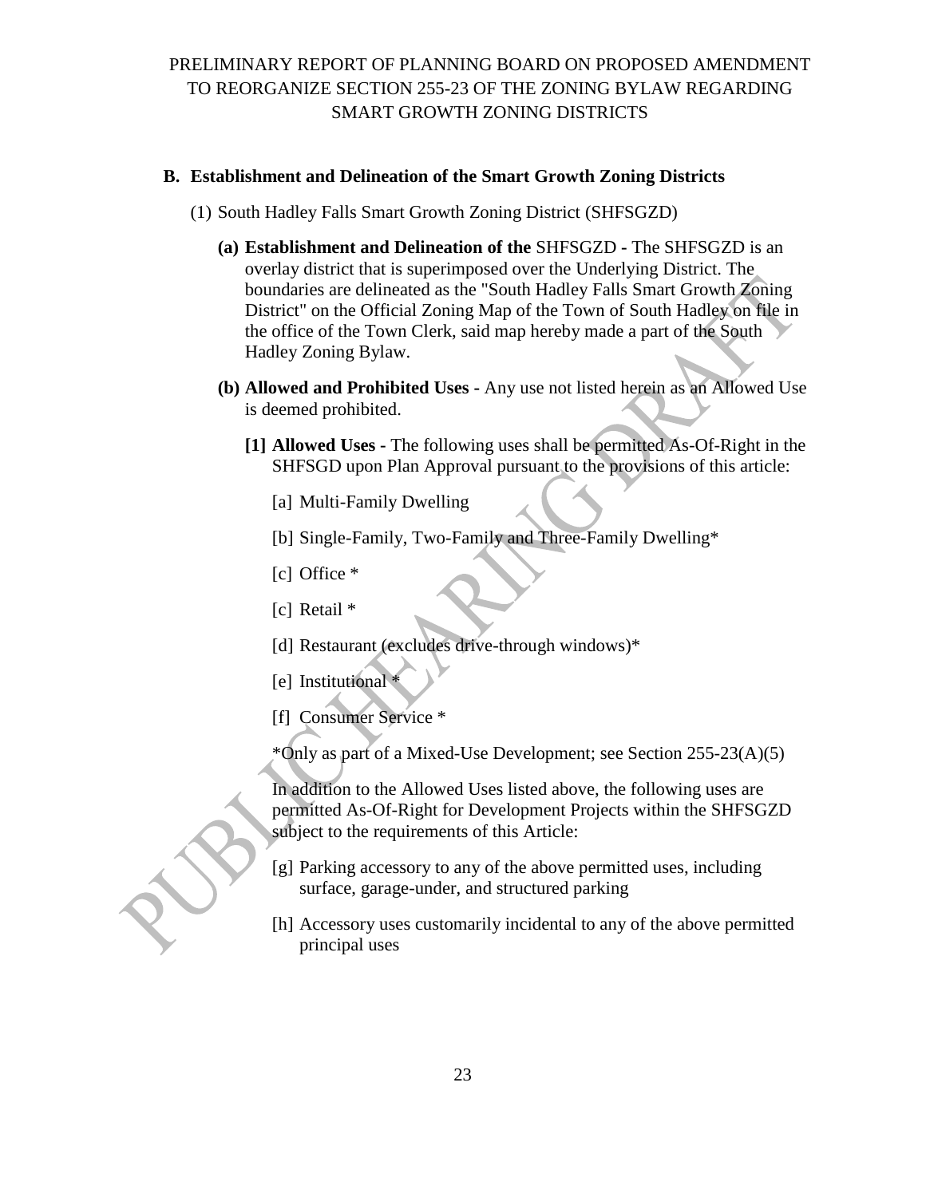PRELIMINARY REPORT OF PLANNING BOARD ON PROPOSED AMENDMENT TO REORGANIZE SECTION 255-23 OF THE ZONING BYLAW REGARDING SMART GROWTH ZONING DISTRICTS

**B. Establishment and Delineation of the Smart Growth Zoning Districts**

(1) South Hadley Falls Smart Growth Zoning District (SHFSGZD)

**(a) Establishment and Delineation of the** SHFSGZD **-** The SHFSGZD is an overlay district that is superimposed over the Underlying District. The boundaries are delineated as the "South Hadley Falls Smart Growth Zoning District" on the Official Zoning Map of the Town of South Hadley on file in the office of the Town Clerk, said map hereby made a part of the South Hadley Zoning Bylaw.

**(b) Allowed and Prohibited Uses -** Any use not listed herein as an Allowed Use is deemed prohibited.

**[1] Allowed Uses -** The following uses shall be permitted As-Of-Right in the SHFSGD upon Plan Approval pursuant to the provisions of this article:

[a] Multi-Family Dwelling

[b] Single-Family, Two-Family and Three-Family Dwelling*

[c] Office *

[c] Retail *

[d] Restaurant (excludes drive-through windows)*

[e] Institutional *

[f] Consumer Service *

*Only as part of a Mixed-Use Development; see Section 255-23(A)(5)

In addition to the Allowed Uses listed above, the following uses are permitted As-Of-Right for Development Projects within the SHFSGZD subject to the requirements of this Article:

[g] Parking accessory to any of the above permitted uses, including surface, garage-under, and structured parking

[h] Accessory uses customarily incidental to any of the above permitted principal uses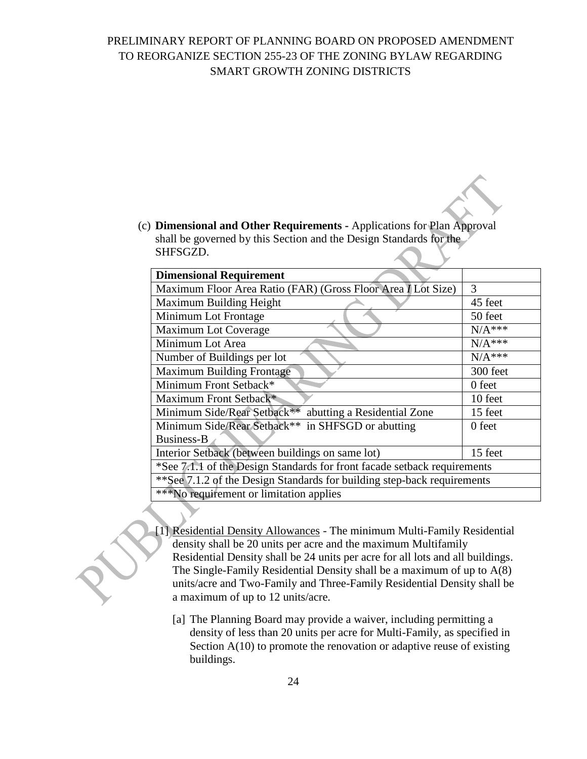(c) **Dimensional and Other Requirements -** Applications for Plan Approval shall be governed by this Section and the Design Standards for the SHFSGZD.

| **Dimensional Requirement** | |
|---|---|
| Maximum Floor Area Ratio (FAR) (Gross Floor Area */* Lot Size) | 3 |
| Maximum Building Height | 45 feet |
| Minimum Lot Frontage | 50 feet |
| Maximum Lot Coverage | N/A*** |
| Minimum Lot Area | N/A*** |
| Number of Buildings per lot | N/A*** |
| Maximum Building Frontage | 300 feet |
| Minimum Front Setback* | 0 feet |
| Maximum Front Setback* | 10 feet |
| Minimum Side/Rear Setback** abutting a Residential Zone | 15 feet |
| Minimum Side/Rear Setback** in SHFSGD or abutting Business-B | 0 feet |
| Interior Setback (between buildings on same lot) | 15 feet |
| *See 7.1.1 of the Design Standards for front facade setback requirements | |
| **See 7.1.2 of the Design Standards for building step-back requirements | |
| ***No requirement or limitation applies | |

[1] <u>Residential Density Allowances</u> - The minimum Multi-Family Residential density shall be 20 units per acre and the maximum Multifamily Residential Density shall be 24 units per acre for all lots and all buildings. The Single-Family Residential Density shall be a maximum of up to A(8) units/acre and Two-Family and Three-Family Residential Density shall be a maximum of up to 12 units/acre.

[a] The Planning Board may provide a waiver, including permitting a density of less than 20 units per acre for Multi-Family, as specified in Section A(10) to promote the renovation or adaptive reuse of existing buildings.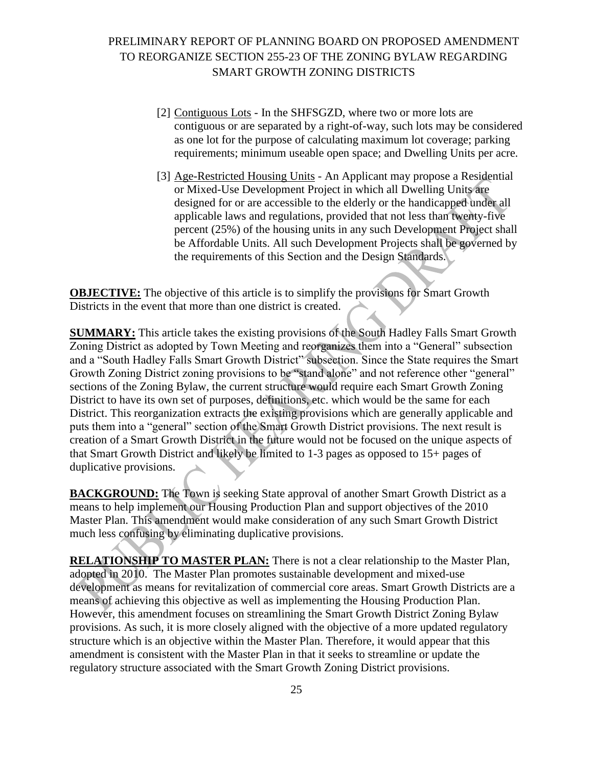[2] Contiguous Lots - In the SHFSGZD, where two or more lots are contiguous or are separated by a right-of-way, such lots may be considered as one lot for the purpose of calculating maximum lot coverage; parking requirements; minimum useable open space; and Dwelling Units per acre.

[3] Age-Restricted Housing Units - An Applicant may propose a Residential or Mixed-Use Development Project in which all Dwelling Units are designed for or are accessible to the elderly or the handicapped under all applicable laws and regulations, provided that not less than twenty-five percent (25%) of the housing units in any such Development Project shall be Affordable Units. All such Development Projects shall be governed by the requirements of this Section and the Design Standards.

**OBJECTIVE:** The objective of this article is to simplify the provisions for Smart Growth Districts in the event that more than one district is created.

**SUMMARY:** This article takes the existing provisions of the South Hadley Falls Smart Growth Zoning District as adopted by Town Meeting and reorganizes them into a "General" subsection and a "South Hadley Falls Smart Growth District" subsection. Since the State requires the Smart Growth Zoning District zoning provisions to be "stand alone" and not reference other "general" sections of the Zoning Bylaw, the current structure would require each Smart Growth Zoning District to have its own set of purposes, definitions, etc. which would be the same for each District. This reorganization extracts the existing provisions which are generally applicable and puts them into a "general" section of the Smart Growth District provisions. The next result is creation of a Smart Growth District in the future would not be focused on the unique aspects of that Smart Growth District and likely be limited to 1-3 pages as opposed to 15+ pages of duplicative provisions.

**BACKGROUND:** The Town is seeking State approval of another Smart Growth District as a means to help implement our Housing Production Plan and support objectives of the 2010 Master Plan. This amendment would make consideration of any such Smart Growth District much less confusing by eliminating duplicative provisions.

**RELATIONSHIP TO MASTER PLAN:** There is not a clear relationship to the Master Plan, adopted in 2010. The Master Plan promotes sustainable development and mixed-use development as means for revitalization of commercial core areas. Smart Growth Districts are a means of achieving this objective as well as implementing the Housing Production Plan. However, this amendment focuses on streamlining the Smart Growth District Zoning Bylaw provisions. As such, it is more closely aligned with the objective of a more updated regulatory structure which is an objective within the Master Plan. Therefore, it would appear that this amendment is consistent with the Master Plan in that it seeks to streamline or update the regulatory structure associated with the Smart Growth Zoning District provisions.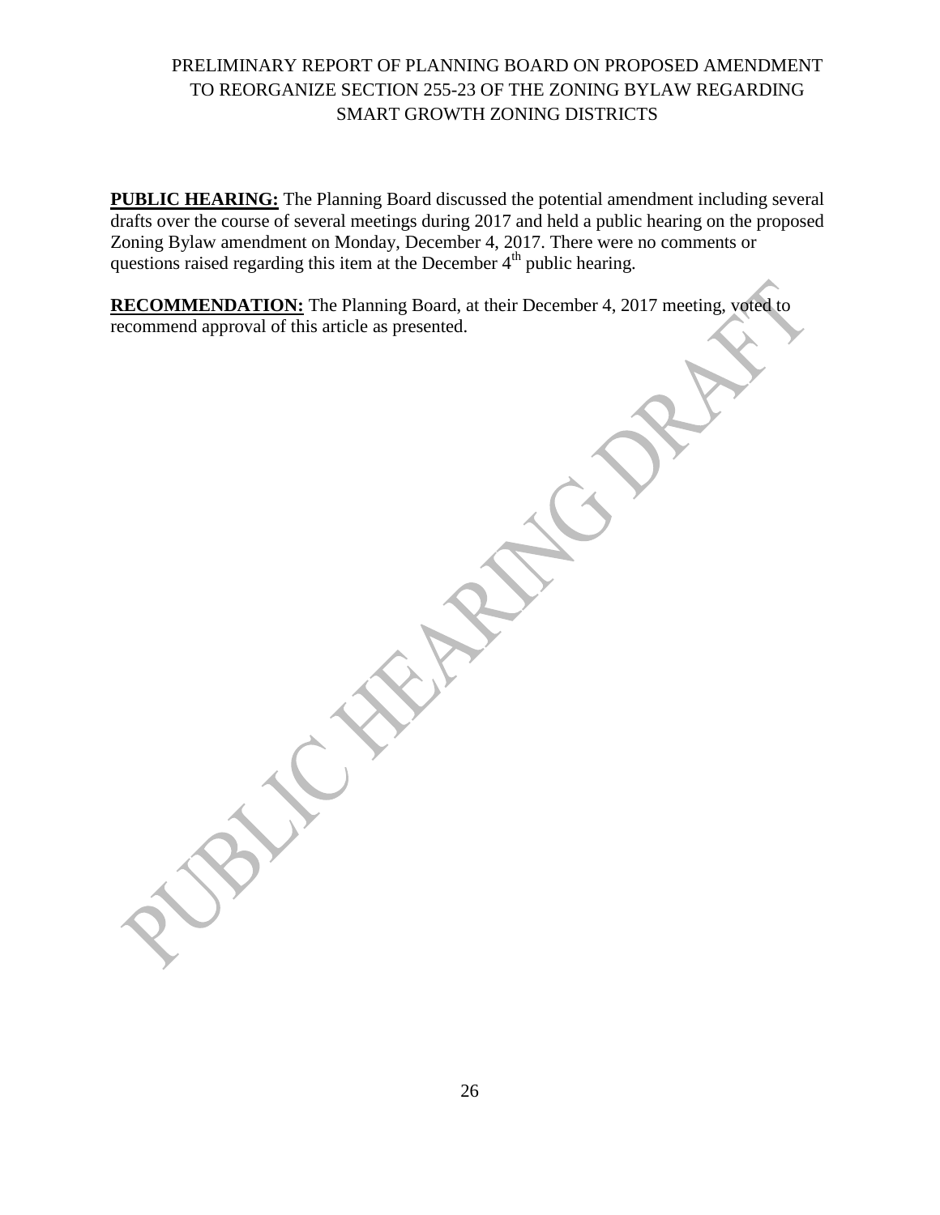# PRELIMINARY REPORT OF PLANNING BOARD ON PROPOSED AMENDMENT TO REORGANIZE SECTION 255-23 OF THE ZONING BYLAW REGARDING SMART GROWTH ZONING DISTRICTS

**PUBLIC HEARING:** The Planning Board discussed the potential amendment including several drafts over the course of several meetings during 2017 and held a public hearing on the proposed Zoning Bylaw amendment on Monday, December 4, 2017. There were no comments or questions raised regarding this item at the December 4th public hearing.

**RECOMMENDATION:** The Planning Board, at their December 4, 2017 meeting, voted to recommend approval of this article as presented.